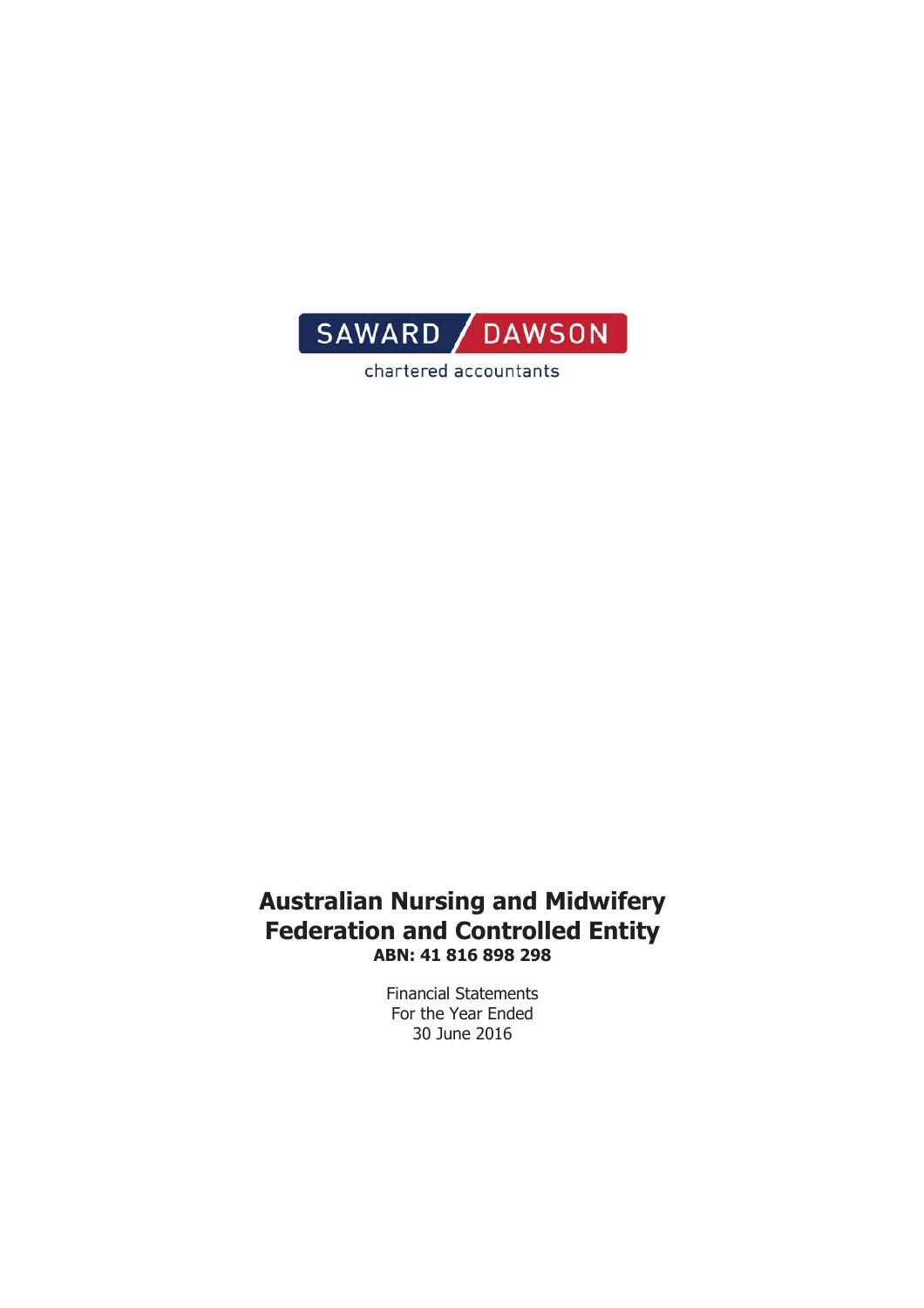SAWARD DAWSON

chartered accountants

# Australian Nursing and Midwifery Federation and Controlled Entity

**ABN: 41 816 898 298**

Financial Statements
For the Year Ended
30 June 2016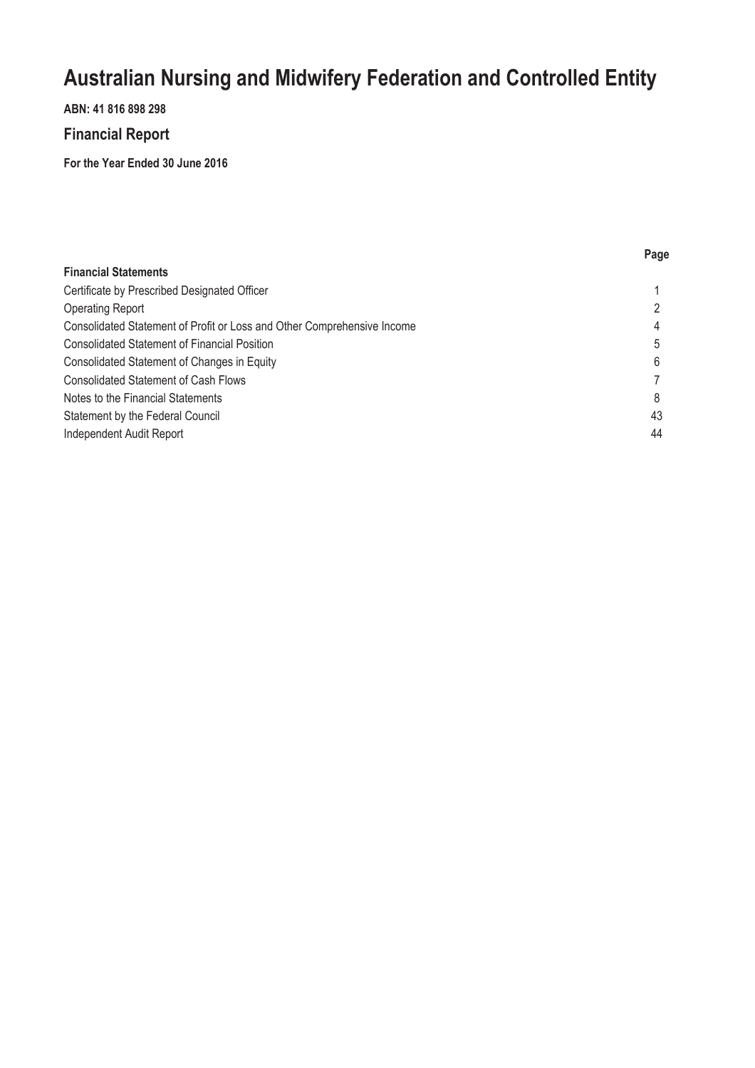# Australian Nursing and Midwifery Federation and Controlled Entity

**ABN: 41 816 898 298**

## Financial Report

**For the Year Ended 30 June 2016**

| | Page |
|---|---|
| **Financial Statements** | |
| Certificate by Prescribed Designated Officer | 1 |
| Operating Report | 2 |
| Consolidated Statement of Profit or Loss and Other Comprehensive Income | 4 |
| Consolidated Statement of Financial Position | 5 |
| Consolidated Statement of Changes in Equity | 6 |
| Consolidated Statement of Cash Flows | 7 |
| Notes to the Financial Statements | 8 |
| Statement by the Federal Council | 43 |
| Independent Audit Report | 44 |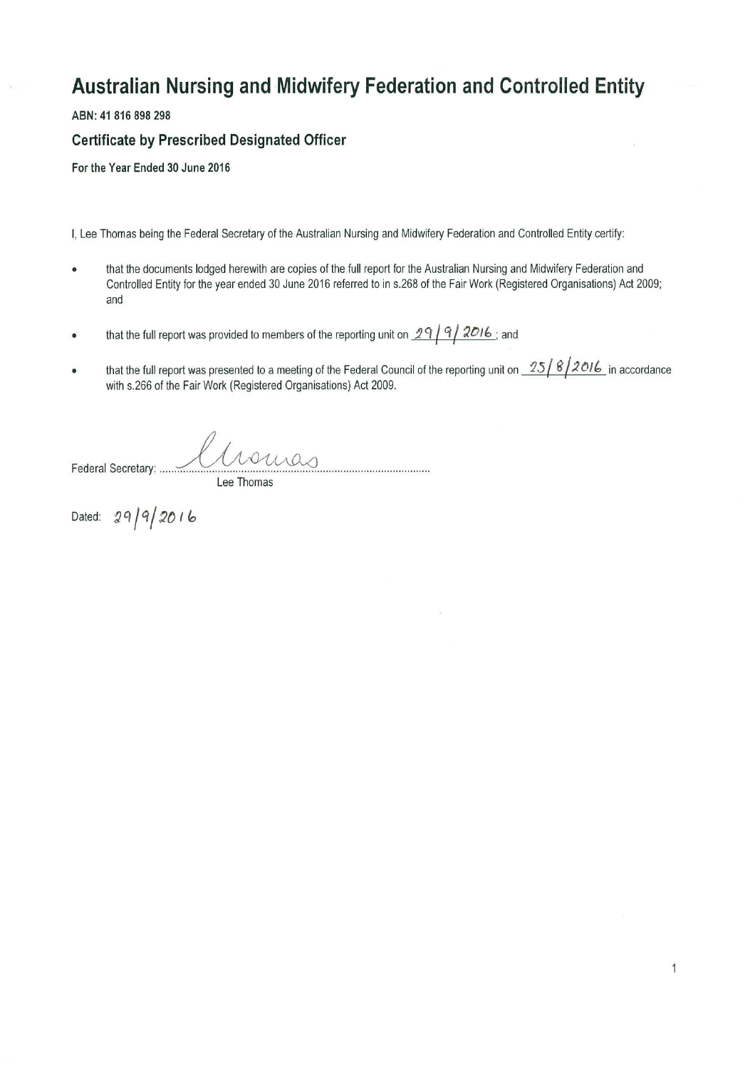# Australian Nursing and Midwifery Federation and Controlled Entity

**ABN: 41 816 898 298**

## Certificate by Prescribed Designated Officer

**For the Year Ended 30 June 2016**

I, Lee Thomas being the Federal Secretary of the Australian Nursing and Midwifery Federation and Controlled Entity certify:

- that the documents lodged herewith are copies of the full report for the Australian Nursing and Midwifery Federation and Controlled Entity for the year ended 30 June 2016 referred to in s.268 of the Fair Work (Registered Organisations) Act 2009; and
- that the full report was provided to members of the reporting unit on 29/9/2016; and
- that the full report was presented to a meeting of the Federal Council of the reporting unit on 25/8/2016 in accordance with s.266 of the Fair Work (Registered Organisations) Act 2009.

Federal Secretary: ............................................
Lee Thomas

Dated: 29/9/2016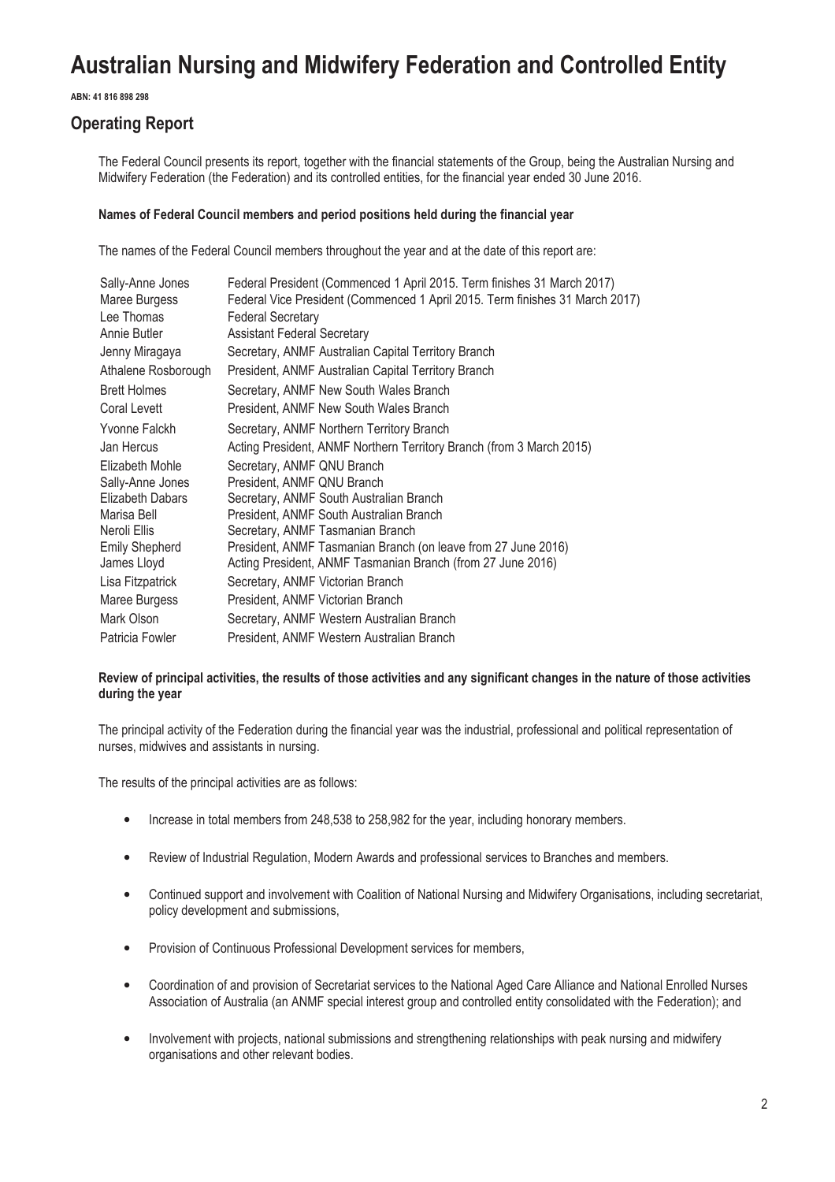# Australian Nursing and Midwifery Federation and Controlled Entity

**ABN: 41 816 898 298**

## Operating Report

The Federal Council presents its report, together with the financial statements of the Group, being the Australian Nursing and Midwifery Federation (the Federation) and its controlled entities, for the financial year ended 30 June 2016.

### Names of Federal Council members and period positions held during the financial year

The names of the Federal Council members throughout the year and at the date of this report are:

| | |
|---|---|
| Sally-Anne Jones | Federal President (Commenced 1 April 2015. Term finishes 31 March 2017) |
| Maree Burgess | Federal Vice President (Commenced 1 April 2015. Term finishes 31 March 2017) |
| Lee Thomas | Federal Secretary |
| Annie Butler | Assistant Federal Secretary |
| Jenny Miragaya | Secretary, ANMF Australian Capital Territory Branch |
| Athalene Rosborough | President, ANMF Australian Capital Territory Branch |
| Brett Holmes | Secretary, ANMF New South Wales Branch |
| Coral Levett | President, ANMF New South Wales Branch |
| Yvonne Falckh | Secretary, ANMF Northern Territory Branch |
| Jan Hercus | Acting President, ANMF Northern Territory Branch (from 3 March 2015) |
| Elizabeth Mohle | Secretary, ANMF QNU Branch |
| Sally-Anne Jones | President, ANMF QNU Branch |
| Elizabeth Dabars | Secretary, ANMF South Australian Branch |
| Marisa Bell | President, ANMF South Australian Branch |
| Neroli Ellis | Secretary, ANMF Tasmanian Branch |
| Emily Shepherd | President, ANMF Tasmanian Branch (on leave from 27 June 2016) |
| James Lloyd | Acting President, ANMF Tasmanian Branch (from 27 June 2016) |
| Lisa Fitzpatrick | Secretary, ANMF Victorian Branch |
| Maree Burgess | President, ANMF Victorian Branch |
| Mark Olson | Secretary, ANMF Western Australian Branch |
| Patricia Fowler | President, ANMF Western Australian Branch |

### Review of principal activities, the results of those activities and any significant changes in the nature of those activities during the year

The principal activity of the Federation during the financial year was the industrial, professional and political representation of nurses, midwives and assistants in nursing.

The results of the principal activities are as follows:

- Increase in total members from 248,538 to 258,982 for the year, including honorary members.
- Review of Industrial Regulation, Modern Awards and professional services to Branches and members.
- Continued support and involvement with Coalition of National Nursing and Midwifery Organisations, including secretariat, policy development and submissions,
- Provision of Continuous Professional Development services for members,
- Coordination of and provision of Secretariat services to the National Aged Care Alliance and National Enrolled Nurses Association of Australia (an ANMF special interest group and controlled entity consolidated with the Federation); and
- Involvement with projects, national submissions and strengthening relationships with peak nursing and midwifery organisations and other relevant bodies.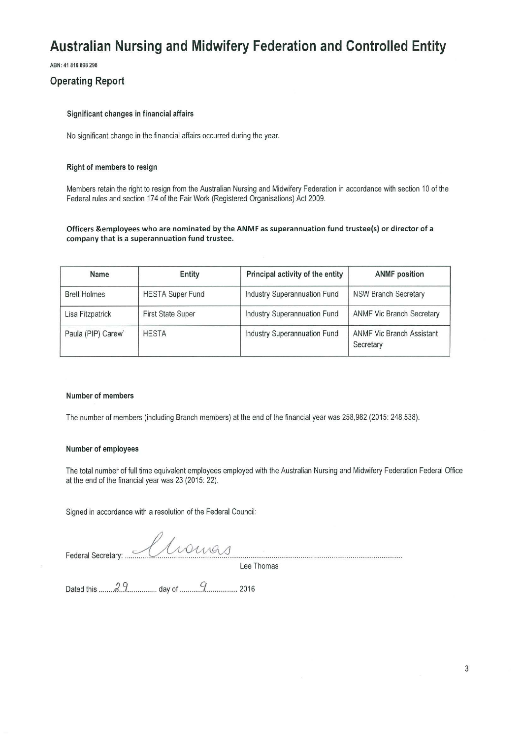# Australian Nursing and Midwifery Federation and Controlled Entity

ABN: 41 816 898 298

## Operating Report

### Significant changes in financial affairs

No significant change in the financial affairs occurred during the year.

### Right of members to resign

Members retain the right to resign from the Australian Nursing and Midwifery Federation in accordance with section 10 of the Federal rules and section 174 of the Fair Work (Registered Organisations) Act 2009.

### Officers &employees who are nominated by the ANMF as superannuation fund trustee(s) or director of a company that is a superannuation fund trustee.

| Name | Entity | Principal activity of the entity | ANMF position |
|---|---|---|---|
| Brett Holmes | HESTA Super Fund | Industry Superannuation Fund | NSW Branch Secretary |
| Lisa Fitzpatrick | First State Super | Industry Superannuation Fund | ANMF Vic Branch Secretary |
| Paula (PIP) Carew' | HESTA | Industry Superannuation Fund | ANMF Vic Branch Assistant Secretary |

### Number of members

The number of members (including Branch members) at the end of the financial year was 258,982 (2015: 248,538).

### Number of employees

The total number of full time equivalent employees employed with the Australian Nursing and Midwifery Federation Federal Office at the end of the financial year was 23 (2015: 22).

Signed in accordance with a resolution of the Federal Council:

Federal Secretary: ........................................

Lee Thomas

Dated this ....29.... day of ....9.... 2016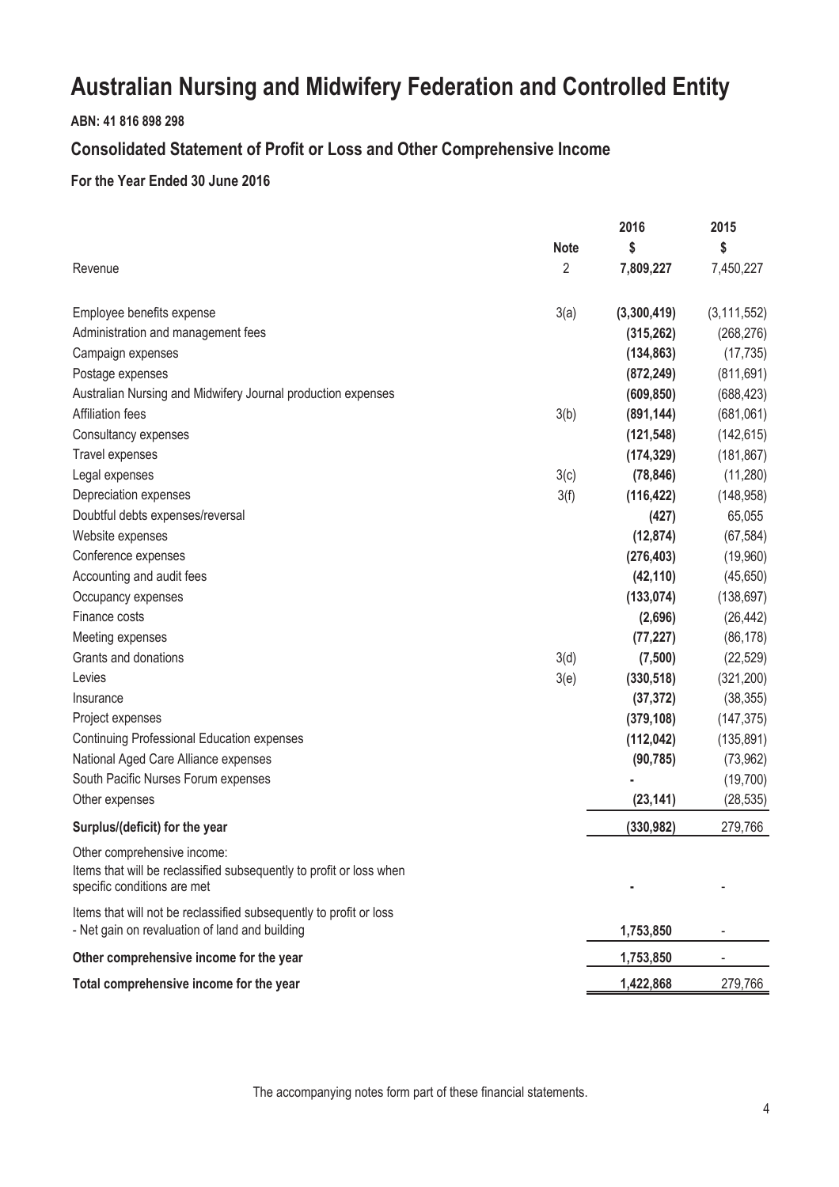# Australian Nursing and Midwifery Federation and Controlled Entity

**ABN: 41 816 898 298**

## Consolidated Statement of Profit or Loss and Other Comprehensive Income

### For the Year Ended 30 June 2016

| | Note | 2016<br>$ | 2015<br>$ |
|---|---|---|---|
| Revenue | 2 | **7,809,227** | 7,450,227 |
| Employee benefits expense | 3(a) | **(3,300,419)** | (3,111,552) |
| Administration and management fees | | **(315,262)** | (268,276) |
| Campaign expenses | | **(134,863)** | (17,735) |
| Postage expenses | | **(872,249)** | (811,691) |
| Australian Nursing and Midwifery Journal production expenses | | **(609,850)** | (688,423) |
| Affiliation fees | 3(b) | **(891,144)** | (681,061) |
| Consultancy expenses | | **(121,548)** | (142,615) |
| Travel expenses | | **(174,329)** | (181,867) |
| Legal expenses | 3(c) | **(78,846)** | (11,280) |
| Depreciation expenses | 3(f) | **(116,422)** | (148,958) |
| Doubtful debts expenses/reversal | | **(427)** | 65,055 |
| Website expenses | | **(12,874)** | (67,584) |
| Conference expenses | | **(276,403)** | (19,960) |
| Accounting and audit fees | | **(42,110)** | (45,650) |
| Occupancy expenses | | **(133,074)** | (138,697) |
| Finance costs | | **(2,696)** | (26,442) |
| Meeting expenses | | **(77,227)** | (86,178) |
| Grants and donations | 3(d) | **(7,500)** | (22,529) |
| Levies | 3(e) | **(330,518)** | (321,200) |
| Insurance | | **(37,372)** | (38,355) |
| Project expenses | | **(379,108)** | (147,375) |
| Continuing Professional Education expenses | | **(112,042)** | (135,891) |
| National Aged Care Alliance expenses | | **(90,785)** | (73,962) |
| South Pacific Nurses Forum expenses | | **-** | (19,700) |
| Other expenses | | **(23,141)** | (28,535) |
| **Surplus/(deficit) for the year** | | **(330,982)** | 279,766 |
| Other comprehensive income:<br>Items that will be reclassified subsequently to profit or loss when specific conditions are met | | **-** | - |
| Items that will not be reclassified subsequently to profit or loss<br>- Net gain on revaluation of land and building | | **1,753,850** | - |
| **Other comprehensive income for the year** | | **1,753,850** | - |
| **Total comprehensive income for the year** | | **1,422,868** | 279,766 |

The accompanying notes form part of these financial statements.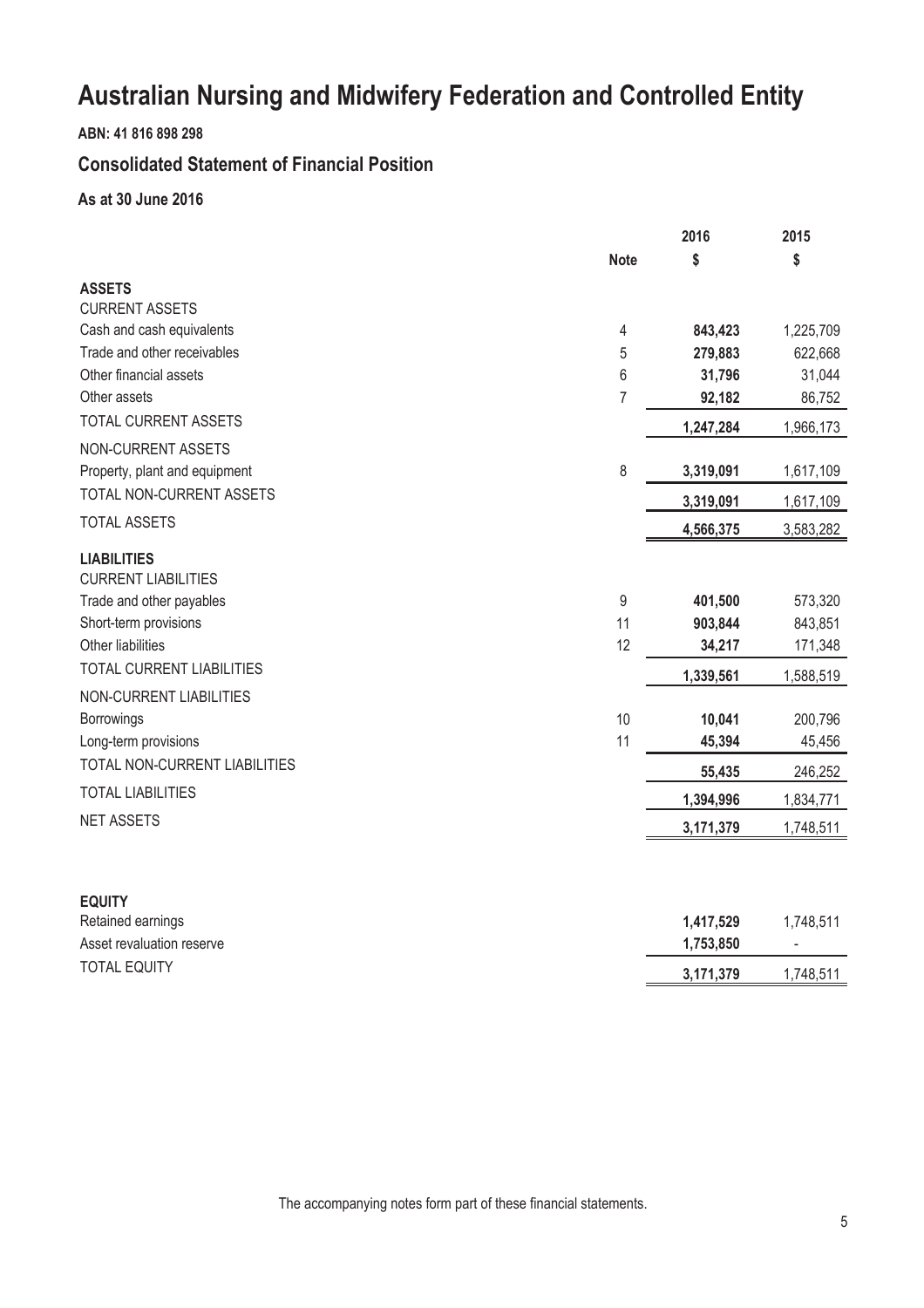# Australian Nursing and Midwifery Federation and Controlled Entity

**ABN: 41 816 898 298**

## Consolidated Statement of Financial Position

**As at 30 June 2016**

| | Note | 2016 $ | 2015 $ |
|---|---|---|---|
| **ASSETS** | | | |
| CURRENT ASSETS | | | |
| Cash and cash equivalents | 4 | **843,423** | 1,225,709 |
| Trade and other receivables | 5 | **279,883** | 622,668 |
| Other financial assets | 6 | **31,796** | 31,044 |
| Other assets | 7 | **92,182** | 86,752 |
| TOTAL CURRENT ASSETS | | **1,247,284** | 1,966,173 |
| NON-CURRENT ASSETS | | | |
| Property, plant and equipment | 8 | **3,319,091** | 1,617,109 |
| TOTAL NON-CURRENT ASSETS | | **3,319,091** | 1,617,109 |
| TOTAL ASSETS | | **4,566,375** | 3,583,282 |
| **LIABILITIES** | | | |
| CURRENT LIABILITIES | | | |
| Trade and other payables | 9 | **401,500** | 573,320 |
| Short-term provisions | 11 | **903,844** | 843,851 |
| Other liabilities | 12 | **34,217** | 171,348 |
| TOTAL CURRENT LIABILITIES | | **1,339,561** | 1,588,519 |
| NON-CURRENT LIABILITIES | | | |
| Borrowings | 10 | **10,041** | 200,796 |
| Long-term provisions | 11 | **45,394** | 45,456 |
| TOTAL NON-CURRENT LIABILITIES | | **55,435** | 246,252 |
| TOTAL LIABILITIES | | **1,394,996** | 1,834,771 |
| NET ASSETS | | **3,171,379** | 1,748,511 |
| | | | |
| **EQUITY** | | | |
| Retained earnings | | **1,417,529** | 1,748,511 |
| Asset revaluation reserve | | **1,753,850** | - |
| TOTAL EQUITY | | **3,171,379** | 1,748,511 |

The accompanying notes form part of these financial statements.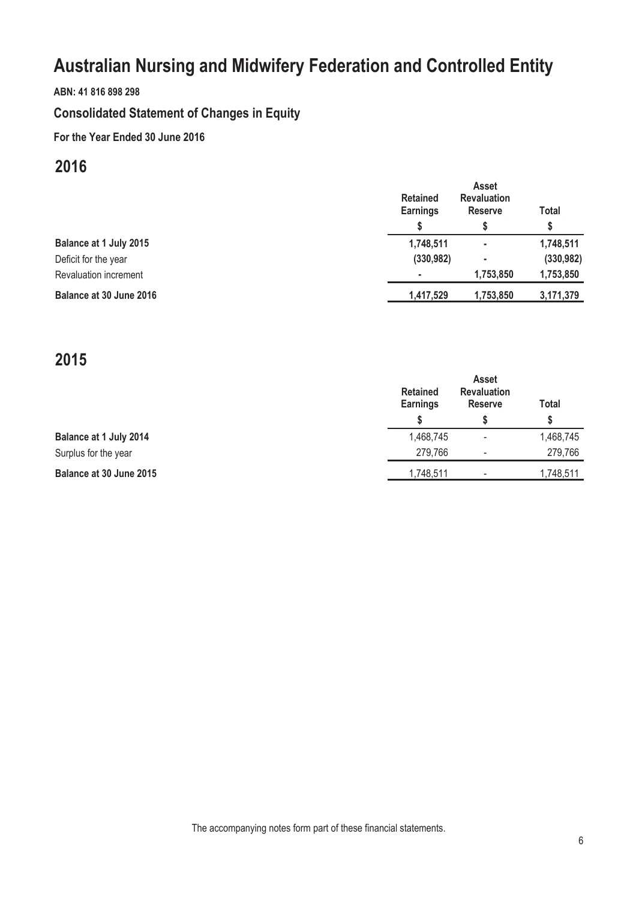# Australian Nursing and Midwifery Federation and Controlled Entity

**ABN: 41 816 898 298**

## Consolidated Statement of Changes in Equity

**For the Year Ended 30 June 2016**

## 2016

| | Retained Earnings | Asset Revaluation Reserve | Total |
|---|---|---|---|
| | $ | $ | $ |
| **Balance at 1 July 2015** | **1,748,511** | **-** | **1,748,511** |
| Deficit for the year | **(330,982)** | **-** | **(330,982)** |
| Revaluation increment | **-** | **1,753,850** | **1,753,850** |
| **Balance at 30 June 2016** | **1,417,529** | **1,753,850** | **3,171,379** |

## 2015

| | Retained Earnings | Asset Revaluation Reserve | Total |
|---|---|---|---|
| | $ | $ | $ |
| **Balance at 1 July 2014** | 1,468,745 | - | 1,468,745 |
| Surplus for the year | 279,766 | - | 279,766 |
| **Balance at 30 June 2015** | 1,748,511 | - | 1,748,511 |

The accompanying notes form part of these financial statements.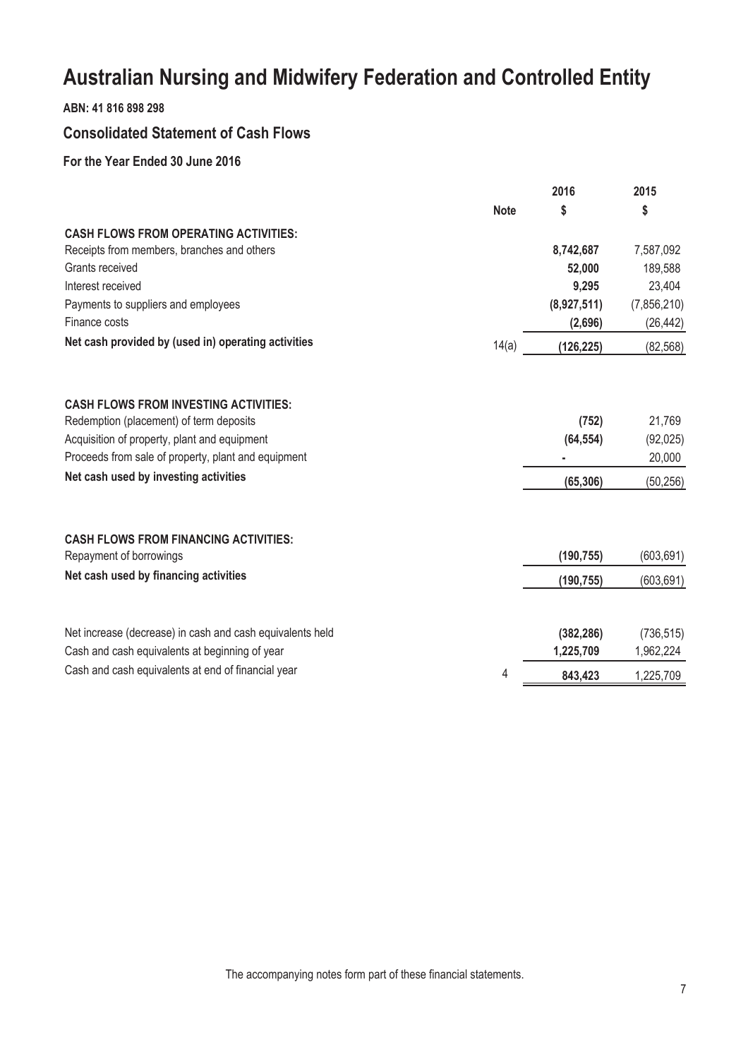# Australian Nursing and Midwifery Federation and Controlled Entity

**ABN: 41 816 898 298**

## Consolidated Statement of Cash Flows

### For the Year Ended 30 June 2016

| | Note | 2016 | 2015 |
|---|---|---|---|
| | | $ | $ |
| **CASH FLOWS FROM OPERATING ACTIVITIES:** | | | |
| Receipts from members, branches and others | | **8,742,687** | 7,587,092 |
| Grants received | | **52,000** | 189,588 |
| Interest received | | **9,295** | 23,404 |
| Payments to suppliers and employees | | **(8,927,511)** | (7,856,210) |
| Finance costs | | **(2,696)** | (26,442) |
| **Net cash provided by (used in) operating activities** | 14(a) | **(126,225)** | (82,568) |
| | | | |
| **CASH FLOWS FROM INVESTING ACTIVITIES:** | | | |
| Redemption (placement) of term deposits | | **(752)** | 21,769 |
| Acquisition of property, plant and equipment | | **(64,554)** | (92,025) |
| Proceeds from sale of property, plant and equipment | | **-** | 20,000 |
| **Net cash used by investing activities** | | **(65,306)** | (50,256) |
| | | | |
| **CASH FLOWS FROM FINANCING ACTIVITIES:** | | | |
| Repayment of borrowings | | **(190,755)** | (603,691) |
| **Net cash used by financing activities** | | **(190,755)** | (603,691) |
| | | | |
| Net increase (decrease) in cash and cash equivalents held | | **(382,286)** | (736,515) |
| Cash and cash equivalents at beginning of year | | **1,225,709** | 1,962,224 |
| Cash and cash equivalents at end of financial year | 4 | **843,423** | 1,225,709 |

The accompanying notes form part of these financial statements.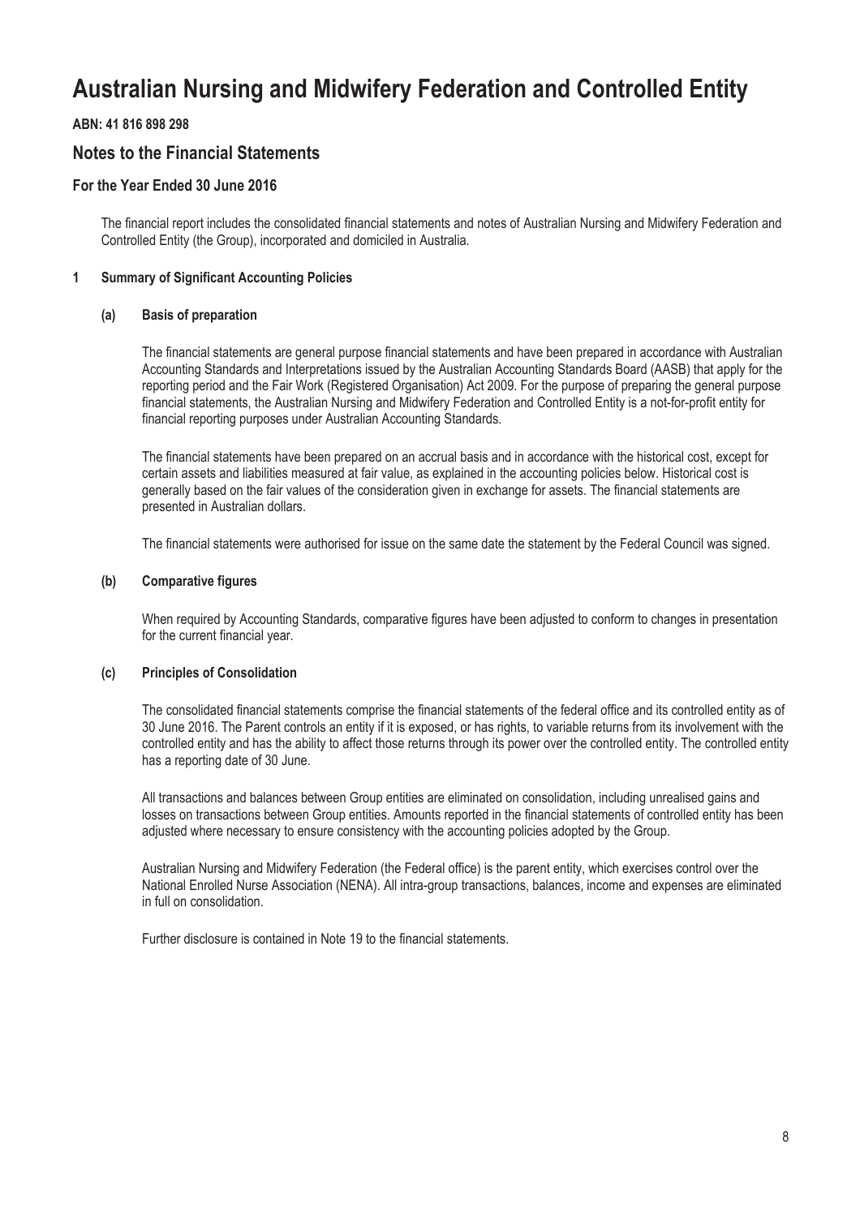# Australian Nursing and Midwifery Federation and Controlled Entity

**ABN: 41 816 898 298**

## Notes to the Financial Statements

### For the Year Ended 30 June 2016

The financial report includes the consolidated financial statements and notes of Australian Nursing and Midwifery Federation and Controlled Entity (the Group), incorporated and domiciled in Australia.

**1 Summary of Significant Accounting Policies**

**(a) Basis of preparation**

The financial statements are general purpose financial statements and have been prepared in accordance with Australian Accounting Standards and Interpretations issued by the Australian Accounting Standards Board (AASB) that apply for the reporting period and the Fair Work (Registered Organisation) Act 2009. For the purpose of preparing the general purpose financial statements, the Australian Nursing and Midwifery Federation and Controlled Entity is a not-for-profit entity for financial reporting purposes under Australian Accounting Standards.

The financial statements have been prepared on an accrual basis and in accordance with the historical cost, except for certain assets and liabilities measured at fair value, as explained in the accounting policies below. Historical cost is generally based on the fair values of the consideration given in exchange for assets. The financial statements are presented in Australian dollars.

The financial statements were authorised for issue on the same date the statement by the Federal Council was signed.

**(b) Comparative figures**

When required by Accounting Standards, comparative figures have been adjusted to conform to changes in presentation for the current financial year.

**(c) Principles of Consolidation**

The consolidated financial statements comprise the financial statements of the federal office and its controlled entity as of 30 June 2016. The Parent controls an entity if it is exposed, or has rights, to variable returns from its involvement with the controlled entity and has the ability to affect those returns through its power over the controlled entity. The controlled entity has a reporting date of 30 June.

All transactions and balances between Group entities are eliminated on consolidation, including unrealised gains and losses on transactions between Group entities. Amounts reported in the financial statements of controlled entity has been adjusted where necessary to ensure consistency with the accounting policies adopted by the Group.

Australian Nursing and Midwifery Federation (the Federal office) is the parent entity, which exercises control over the National Enrolled Nurse Association (NENA). All intra-group transactions, balances, income and expenses are eliminated in full on consolidation.

Further disclosure is contained in Note 19 to the financial statements.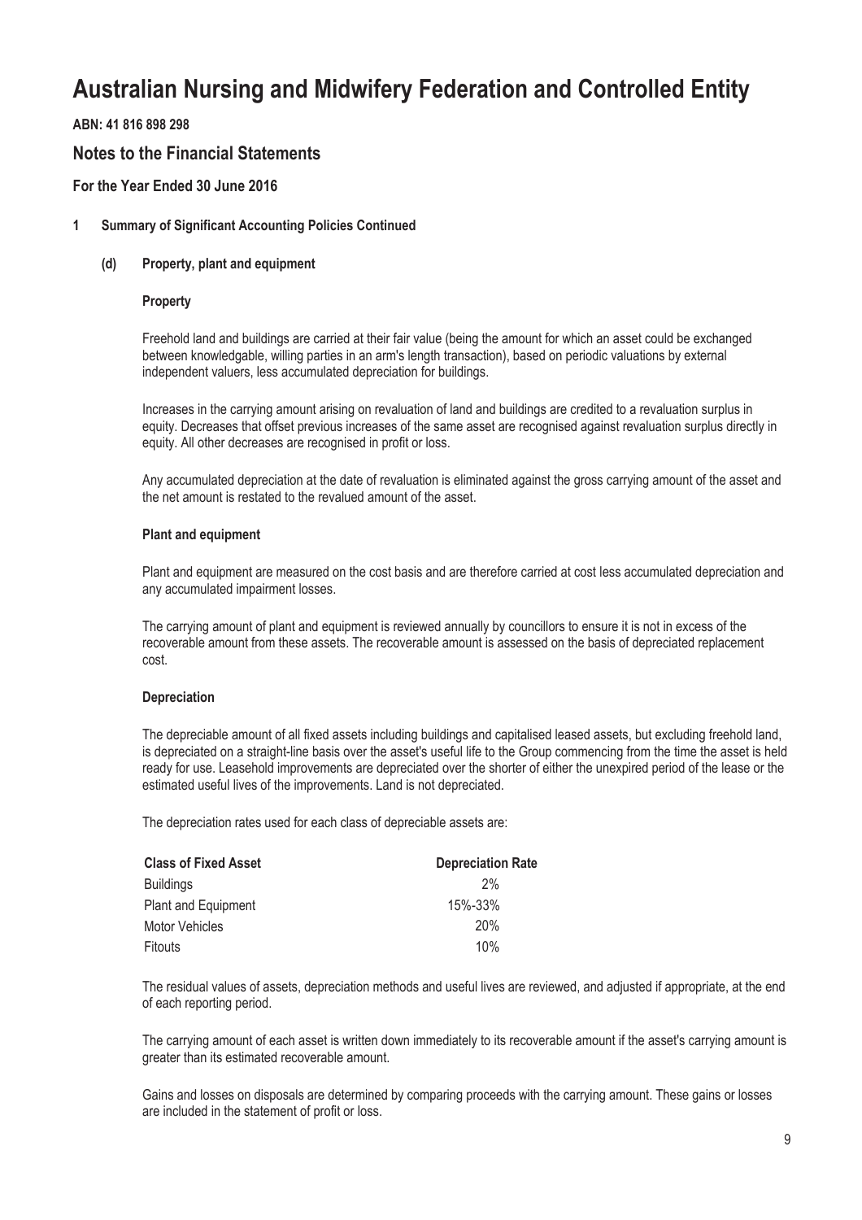# Australian Nursing and Midwifery Federation and Controlled Entity

**ABN: 41 816 898 298**

## Notes to the Financial Statements

### For the Year Ended 30 June 2016

**1 Summary of Significant Accounting Policies Continued**

**(d) Property, plant and equipment**

**Property**

Freehold land and buildings are carried at their fair value (being the amount for which an asset could be exchanged between knowledgable, willing parties in an arm's length transaction), based on periodic valuations by external independent valuers, less accumulated depreciation for buildings.

Increases in the carrying amount arising on revaluation of land and buildings are credited to a revaluation surplus in equity. Decreases that offset previous increases of the same asset are recognised against revaluation surplus directly in equity. All other decreases are recognised in profit or loss.

Any accumulated depreciation at the date of revaluation is eliminated against the gross carrying amount of the asset and the net amount is restated to the revalued amount of the asset.

**Plant and equipment**

Plant and equipment are measured on the cost basis and are therefore carried at cost less accumulated depreciation and any accumulated impairment losses.

The carrying amount of plant and equipment is reviewed annually by councillors to ensure it is not in excess of the recoverable amount from these assets. The recoverable amount is assessed on the basis of depreciated replacement cost.

**Depreciation**

The depreciable amount of all fixed assets including buildings and capitalised leased assets, but excluding freehold land, is depreciated on a straight-line basis over the asset's useful life to the Group commencing from the time the asset is held ready for use. Leasehold improvements are depreciated over the shorter of either the unexpired period of the lease or the estimated useful lives of the improvements. Land is not depreciated.

The depreciation rates used for each class of depreciable assets are:

| Class of Fixed Asset | Depreciation Rate |
|---|---|
| Buildings | 2% |
| Plant and Equipment | 15%-33% |
| Motor Vehicles | 20% |
| Fitouts | 10% |

The residual values of assets, depreciation methods and useful lives are reviewed, and adjusted if appropriate, at the end of each reporting period.

The carrying amount of each asset is written down immediately to its recoverable amount if the asset's carrying amount is greater than its estimated recoverable amount.

Gains and losses on disposals are determined by comparing proceeds with the carrying amount. These gains or losses are included in the statement of profit or loss.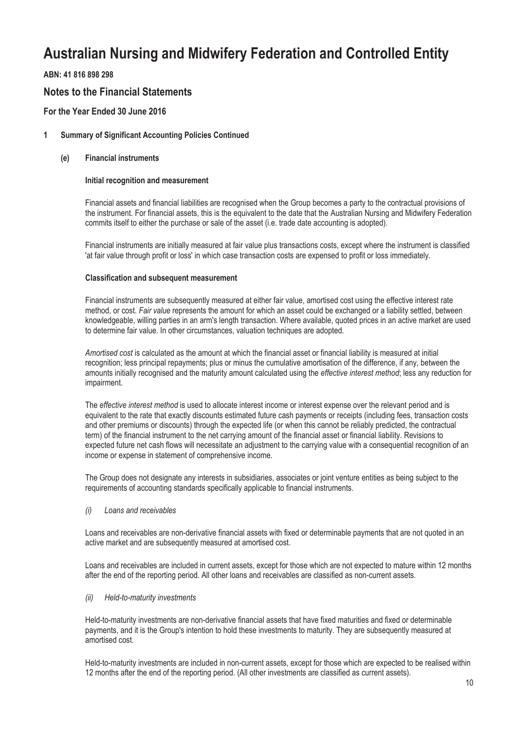# Australian Nursing and Midwifery Federation and Controlled Entity

**ABN: 41 816 898 298**

## Notes to the Financial Statements

### For the Year Ended 30 June 2016

**1 Summary of Significant Accounting Policies Continued**

**(e) Financial instruments**

**Initial recognition and measurement**

Financial assets and financial liabilities are recognised when the Group becomes a party to the contractual provisions of the instrument. For financial assets, this is the equivalent to the date that the Australian Nursing and Midwifery Federation commits itself to either the purchase or sale of the asset (i.e. trade date accounting is adopted).

Financial instruments are initially measured at fair value plus transactions costs, except where the instrument is classified 'at fair value through profit or loss' in which case transaction costs are expensed to profit or loss immediately.

**Classification and subsequent measurement**

Financial instruments are subsequently measured at either fair value, amortised cost using the effective interest rate method, or cost. *Fair value* represents the amount for which an asset could be exchanged or a liability settled, between knowledgeable, willing parties in an arm's length transaction. Where available, quoted prices in an active market are used to determine fair value. In other circumstances, valuation techniques are adopted.

*Amortised cost* is calculated as the amount at which the financial asset or financial liability is measured at initial recognition; less principal repayments; plus or minus the cumulative amortisation of the difference, if any, between the amounts initially recognised and the maturity amount calculated using the *effective interest method*; less any reduction for impairment.

The *effective interest method* is used to allocate interest income or interest expense over the relevant period and is equivalent to the rate that exactly discounts estimated future cash payments or receipts (including fees, transaction costs and other premiums or discounts) through the expected life (or when this cannot be reliably predicted, the contractual term) of the financial instrument to the net carrying amount of the financial asset or financial liability. Revisions to expected future net cash flows will necessitate an adjustment to the carrying value with a consequential recognition of an income or expense in statement of comprehensive income.

The Group does not designate any interests in subsidiaries, associates or joint venture entities as being subject to the requirements of accounting standards specifically applicable to financial instruments.

*(i) Loans and receivables*

Loans and receivables are non-derivative financial assets with fixed or determinable payments that are not quoted in an active market and are subsequently measured at amortised cost.

Loans and receivables are included in current assets, except for those which are not expected to mature within 12 months after the end of the reporting period. All other loans and receivables are classified as non-current assets.

*(ii) Held-to-maturity investments*

Held-to-maturity investments are non-derivative financial assets that have fixed maturities and fixed or determinable payments, and it is the Group's intention to hold these investments to maturity. They are subsequently measured at amortised cost.

Held-to-maturity investments are included in non-current assets, except for those which are expected to be realised within 12 months after the end of the reporting period. (All other investments are classified as current assets).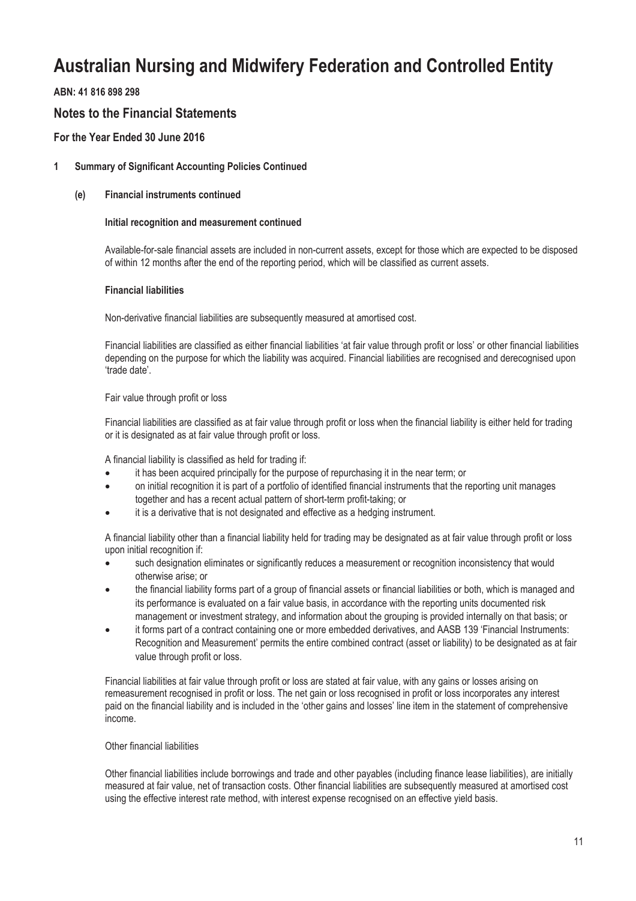# Australian Nursing and Midwifery Federation and Controlled Entity

**ABN: 41 816 898 298**

## Notes to the Financial Statements

### For the Year Ended 30 June 2016

**1 Summary of Significant Accounting Policies Continued**

**(e) Financial instruments continued**

**Initial recognition and measurement continued**

Available-for-sale financial assets are included in non-current assets, except for those which are expected to be disposed of within 12 months after the end of the reporting period, which will be classified as current assets.

**Financial liabilities**

Non-derivative financial liabilities are subsequently measured at amortised cost.

Financial liabilities are classified as either financial liabilities 'at fair value through profit or loss' or other financial liabilities depending on the purpose for which the liability was acquired. Financial liabilities are recognised and derecognised upon 'trade date'.

Fair value through profit or loss

Financial liabilities are classified as at fair value through profit or loss when the financial liability is either held for trading or it is designated as at fair value through profit or loss.

A financial liability is classified as held for trading if:

- it has been acquired principally for the purpose of repurchasing it in the near term; or
- on initial recognition it is part of a portfolio of identified financial instruments that the reporting unit manages together and has a recent actual pattern of short-term profit-taking; or
- it is a derivative that is not designated and effective as a hedging instrument.

A financial liability other than a financial liability held for trading may be designated as at fair value through profit or loss upon initial recognition if:

- such designation eliminates or significantly reduces a measurement or recognition inconsistency that would otherwise arise; or
- the financial liability forms part of a group of financial assets or financial liabilities or both, which is managed and its performance is evaluated on a fair value basis, in accordance with the reporting units documented risk management or investment strategy, and information about the grouping is provided internally on that basis; or
- it forms part of a contract containing one or more embedded derivatives, and AASB 139 'Financial Instruments: Recognition and Measurement' permits the entire combined contract (asset or liability) to be designated as at fair value through profit or loss.

Financial liabilities at fair value through profit or loss are stated at fair value, with any gains or losses arising on remeasurement recognised in profit or loss. The net gain or loss recognised in profit or loss incorporates any interest paid on the financial liability and is included in the 'other gains and losses' line item in the statement of comprehensive income.

Other financial liabilities

Other financial liabilities include borrowings and trade and other payables (including finance lease liabilities), are initially measured at fair value, net of transaction costs. Other financial liabilities are subsequently measured at amortised cost using the effective interest rate method, with interest expense recognised on an effective yield basis.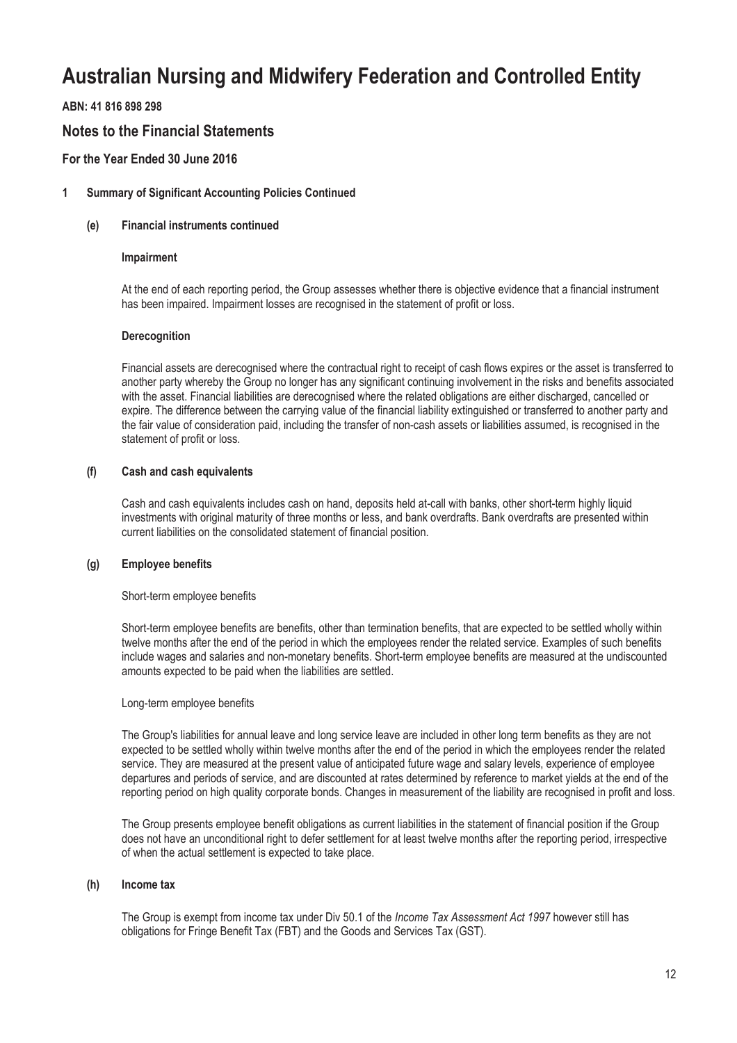# Australian Nursing and Midwifery Federation and Controlled Entity

**ABN: 41 816 898 298**

## Notes to the Financial Statements

### For the Year Ended 30 June 2016

**1 Summary of Significant Accounting Policies Continued**

**(e) Financial instruments continued**

**Impairment**

At the end of each reporting period, the Group assesses whether there is objective evidence that a financial instrument has been impaired. Impairment losses are recognised in the statement of profit or loss.

**Derecognition**

Financial assets are derecognised where the contractual right to receipt of cash flows expires or the asset is transferred to another party whereby the Group no longer has any significant continuing involvement in the risks and benefits associated with the asset. Financial liabilities are derecognised where the related obligations are either discharged, cancelled or expire. The difference between the carrying value of the financial liability extinguished or transferred to another party and the fair value of consideration paid, including the transfer of non-cash assets or liabilities assumed, is recognised in the statement of profit or loss.

**(f) Cash and cash equivalents**

Cash and cash equivalents includes cash on hand, deposits held at-call with banks, other short-term highly liquid investments with original maturity of three months or less, and bank overdrafts. Bank overdrafts are presented within current liabilities on the consolidated statement of financial position.

**(g) Employee benefits**

Short-term employee benefits

Short-term employee benefits are benefits, other than termination benefits, that are expected to be settled wholly within twelve months after the end of the period in which the employees render the related service. Examples of such benefits include wages and salaries and non-monetary benefits. Short-term employee benefits are measured at the undiscounted amounts expected to be paid when the liabilities are settled.

Long-term employee benefits

The Group's liabilities for annual leave and long service leave are included in other long term benefits as they are not expected to be settled wholly within twelve months after the end of the period in which the employees render the related service. They are measured at the present value of anticipated future wage and salary levels, experience of employee departures and periods of service, and are discounted at rates determined by reference to market yields at the end of the reporting period on high quality corporate bonds. Changes in measurement of the liability are recognised in profit and loss.

The Group presents employee benefit obligations as current liabilities in the statement of financial position if the Group does not have an unconditional right to defer settlement for at least twelve months after the reporting period, irrespective of when the actual settlement is expected to take place.

**(h) Income tax**

The Group is exempt from income tax under Div 50.1 of the *Income Tax Assessment Act 1997* however still has obligations for Fringe Benefit Tax (FBT) and the Goods and Services Tax (GST).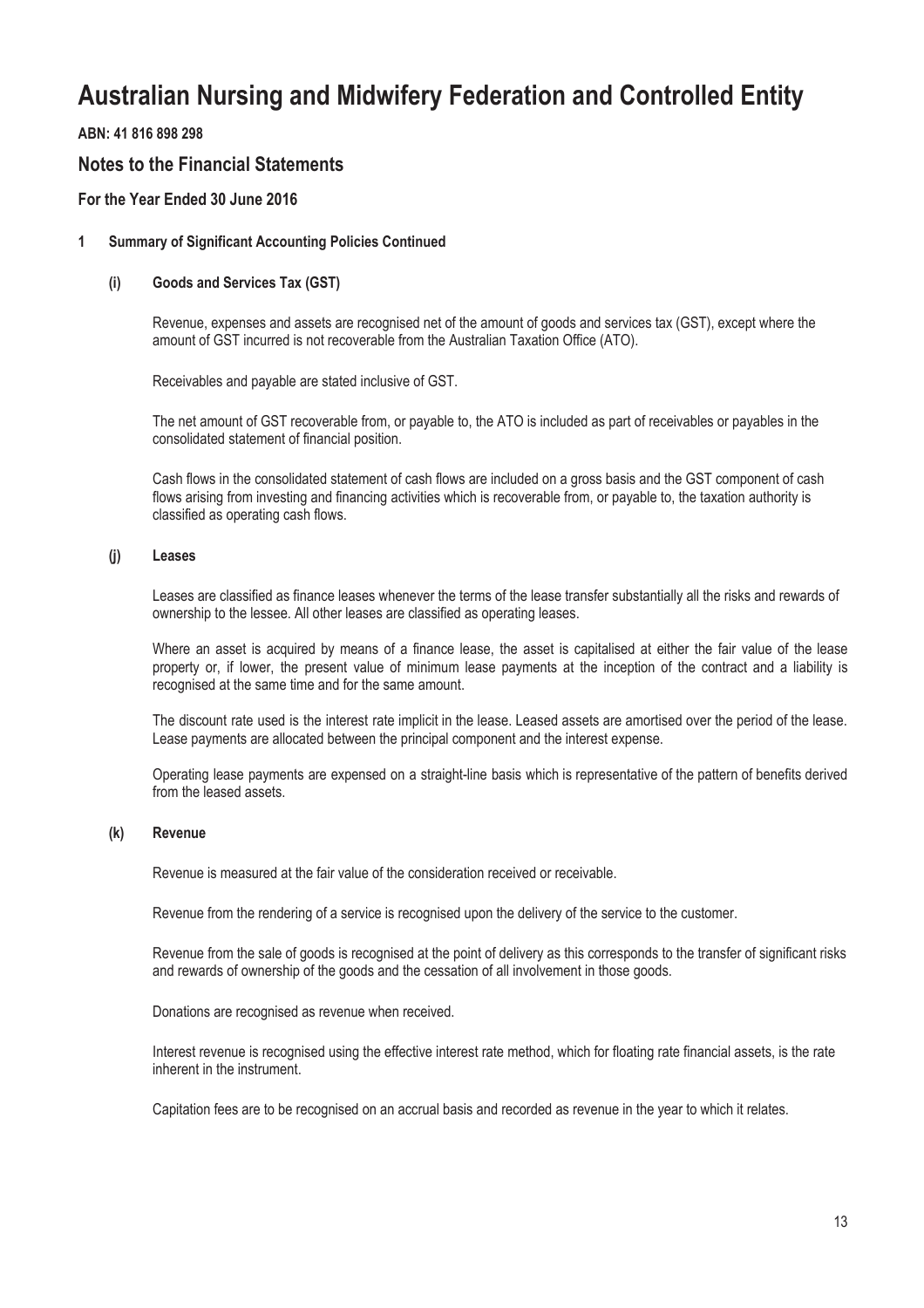# Australian Nursing and Midwifery Federation and Controlled Entity

**ABN: 41 816 898 298**

## Notes to the Financial Statements

### For the Year Ended 30 June 2016

**1 Summary of Significant Accounting Policies Continued**

**(i) Goods and Services Tax (GST)**

Revenue, expenses and assets are recognised net of the amount of goods and services tax (GST), except where the amount of GST incurred is not recoverable from the Australian Taxation Office (ATO).

Receivables and payable are stated inclusive of GST.

The net amount of GST recoverable from, or payable to, the ATO is included as part of receivables or payables in the consolidated statement of financial position.

Cash flows in the consolidated statement of cash flows are included on a gross basis and the GST component of cash flows arising from investing and financing activities which is recoverable from, or payable to, the taxation authority is classified as operating cash flows.

**(j) Leases**

Leases are classified as finance leases whenever the terms of the lease transfer substantially all the risks and rewards of ownership to the lessee. All other leases are classified as operating leases.

Where an asset is acquired by means of a finance lease, the asset is capitalised at either the fair value of the lease property or, if lower, the present value of minimum lease payments at the inception of the contract and a liability is recognised at the same time and for the same amount.

The discount rate used is the interest rate implicit in the lease. Leased assets are amortised over the period of the lease. Lease payments are allocated between the principal component and the interest expense.

Operating lease payments are expensed on a straight-line basis which is representative of the pattern of benefits derived from the leased assets.

**(k) Revenue**

Revenue is measured at the fair value of the consideration received or receivable.

Revenue from the rendering of a service is recognised upon the delivery of the service to the customer.

Revenue from the sale of goods is recognised at the point of delivery as this corresponds to the transfer of significant risks and rewards of ownership of the goods and the cessation of all involvement in those goods.

Donations are recognised as revenue when received.

Interest revenue is recognised using the effective interest rate method, which for floating rate financial assets, is the rate inherent in the instrument.

Capitation fees are to be recognised on an accrual basis and recorded as revenue in the year to which it relates.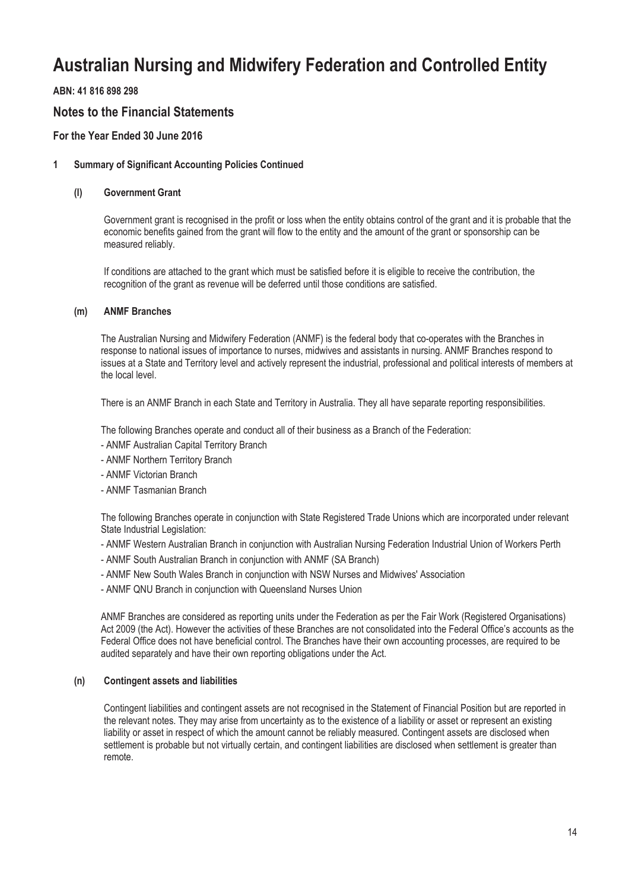# Australian Nursing and Midwifery Federation and Controlled Entity

**ABN: 41 816 898 298**

## Notes to the Financial Statements

### For the Year Ended 30 June 2016

**1 Summary of Significant Accounting Policies Continued**

**(l) Government Grant**

Government grant is recognised in the profit or loss when the entity obtains control of the grant and it is probable that the economic benefits gained from the grant will flow to the entity and the amount of the grant or sponsorship can be measured reliably.

If conditions are attached to the grant which must be satisfied before it is eligible to receive the contribution, the recognition of the grant as revenue will be deferred until those conditions are satisfied.

**(m) ANMF Branches**

The Australian Nursing and Midwifery Federation (ANMF) is the federal body that co-operates with the Branches in response to national issues of importance to nurses, midwives and assistants in nursing. ANMF Branches respond to issues at a State and Territory level and actively represent the industrial, professional and political interests of members at the local level.

There is an ANMF Branch in each State and Territory in Australia. They all have separate reporting responsibilities.

The following Branches operate and conduct all of their business as a Branch of the Federation:

- ANMF Australian Capital Territory Branch
- ANMF Northern Territory Branch
- ANMF Victorian Branch
- ANMF Tasmanian Branch

The following Branches operate in conjunction with State Registered Trade Unions which are incorporated under relevant State Industrial Legislation:

- ANMF Western Australian Branch in conjunction with Australian Nursing Federation Industrial Union of Workers Perth
- ANMF South Australian Branch in conjunction with ANMF (SA Branch)
- ANMF New South Wales Branch in conjunction with NSW Nurses and Midwives' Association
- ANMF QNU Branch in conjunction with Queensland Nurses Union

ANMF Branches are considered as reporting units under the Federation as per the Fair Work (Registered Organisations) Act 2009 (the Act). However the activities of these Branches are not consolidated into the Federal Office's accounts as the Federal Office does not have beneficial control. The Branches have their own accounting processes, are required to be audited separately and have their own reporting obligations under the Act.

**(n) Contingent assets and liabilities**

Contingent liabilities and contingent assets are not recognised in the Statement of Financial Position but are reported in the relevant notes. They may arise from uncertainty as to the existence of a liability or asset or represent an existing liability or asset in respect of which the amount cannot be reliably measured. Contingent assets are disclosed when settlement is probable but not virtually certain, and contingent liabilities are disclosed when settlement is greater than remote.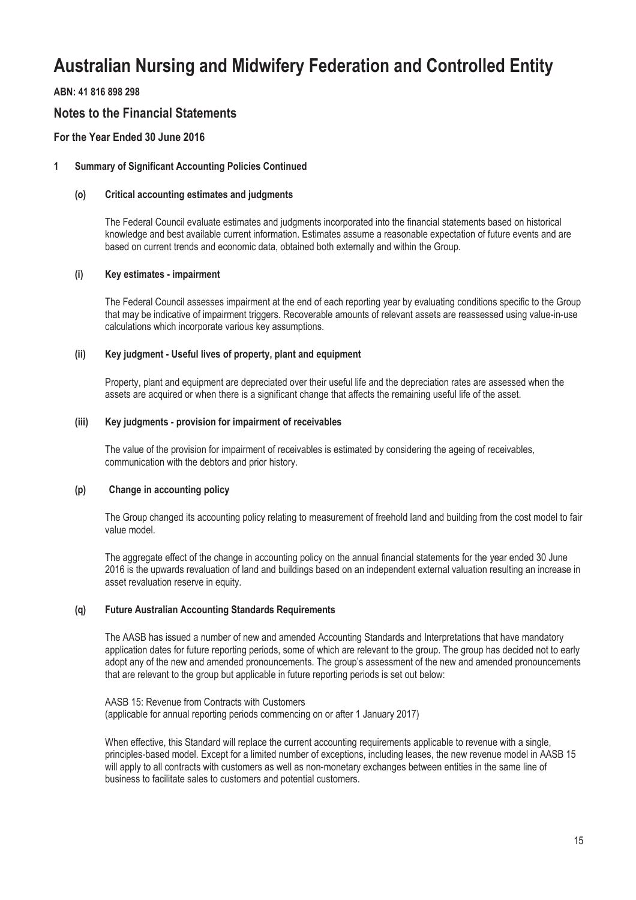# Australian Nursing and Midwifery Federation and Controlled Entity

**ABN: 41 816 898 298**

## Notes to the Financial Statements

### For the Year Ended 30 June 2016

**1 Summary of Significant Accounting Policies Continued**

**(o) Critical accounting estimates and judgments**

The Federal Council evaluate estimates and judgments incorporated into the financial statements based on historical knowledge and best available current information. Estimates assume a reasonable expectation of future events and are based on current trends and economic data, obtained both externally and within the Group.

**(i) Key estimates - impairment**

The Federal Council assesses impairment at the end of each reporting year by evaluating conditions specific to the Group that may be indicative of impairment triggers. Recoverable amounts of relevant assets are reassessed using value-in-use calculations which incorporate various key assumptions.

**(ii) Key judgment - Useful lives of property, plant and equipment**

Property, plant and equipment are depreciated over their useful life and the depreciation rates are assessed when the assets are acquired or when there is a significant change that affects the remaining useful life of the asset.

**(iii) Key judgments - provision for impairment of receivables**

The value of the provision for impairment of receivables is estimated by considering the ageing of receivables, communication with the debtors and prior history.

**(p) Change in accounting policy**

The Group changed its accounting policy relating to measurement of freehold land and building from the cost model to fair value model.

The aggregate effect of the change in accounting policy on the annual financial statements for the year ended 30 June 2016 is the upwards revaluation of land and buildings based on an independent external valuation resulting an increase in asset revaluation reserve in equity.

**(q) Future Australian Accounting Standards Requirements**

The AASB has issued a number of new and amended Accounting Standards and Interpretations that have mandatory application dates for future reporting periods, some of which are relevant to the group. The group has decided not to early adopt any of the new and amended pronouncements. The group's assessment of the new and amended pronouncements that are relevant to the group but applicable in future reporting periods is set out below:

AASB 15: Revenue from Contracts with Customers
(applicable for annual reporting periods commencing on or after 1 January 2017)

When effective, this Standard will replace the current accounting requirements applicable to revenue with a single, principles-based model. Except for a limited number of exceptions, including leases, the new revenue model in AASB 15 will apply to all contracts with customers as well as non-monetary exchanges between entities in the same line of business to facilitate sales to customers and potential customers.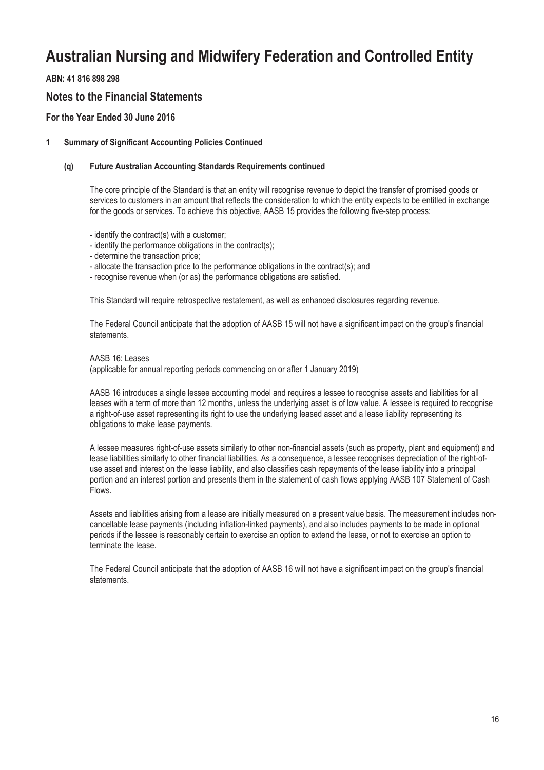# Australian Nursing and Midwifery Federation and Controlled Entity

**ABN: 41 816 898 298**

## Notes to the Financial Statements

### For the Year Ended 30 June 2016

**1 Summary of Significant Accounting Policies Continued**

**(q) Future Australian Accounting Standards Requirements continued**

The core principle of the Standard is that an entity will recognise revenue to depict the transfer of promised goods or services to customers in an amount that reflects the consideration to which the entity expects to be entitled in exchange for the goods or services. To achieve this objective, AASB 15 provides the following five-step process:

- identify the contract(s) with a customer;
- identify the performance obligations in the contract(s);
- determine the transaction price;
- allocate the transaction price to the performance obligations in the contract(s); and
- recognise revenue when (or as) the performance obligations are satisfied.

This Standard will require retrospective restatement, as well as enhanced disclosures regarding revenue.

The Federal Council anticipate that the adoption of AASB 15 will not have a significant impact on the group's financial statements.

AASB 16: Leases
(applicable for annual reporting periods commencing on or after 1 January 2019)

AASB 16 introduces a single lessee accounting model and requires a lessee to recognise assets and liabilities for all leases with a term of more than 12 months, unless the underlying asset is of low value. A lessee is required to recognise a right-of-use asset representing its right to use the underlying leased asset and a lease liability representing its obligations to make lease payments.

A lessee measures right-of-use assets similarly to other non-financial assets (such as property, plant and equipment) and lease liabilities similarly to other financial liabilities. As a consequence, a lessee recognises depreciation of the right-of-use asset and interest on the lease liability, and also classifies cash repayments of the lease liability into a principal portion and an interest portion and presents them in the statement of cash flows applying AASB 107 Statement of Cash Flows.

Assets and liabilities arising from a lease are initially measured on a present value basis. The measurement includes non-cancellable lease payments (including inflation-linked payments), and also includes payments to be made in optional periods if the lessee is reasonably certain to exercise an option to extend the lease, or not to exercise an option to terminate the lease.

The Federal Council anticipate that the adoption of AASB 16 will not have a significant impact on the group's financial statements.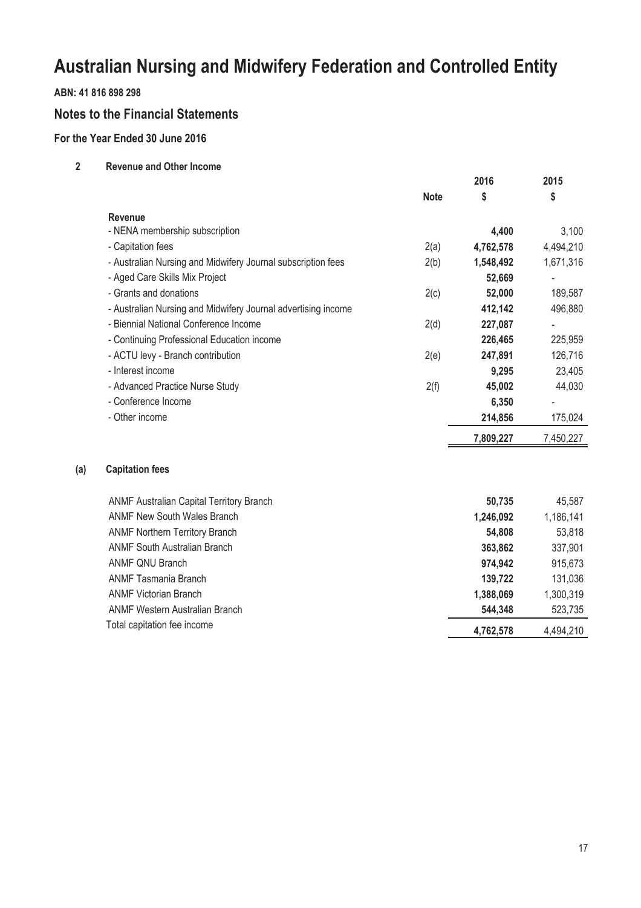# Australian Nursing and Midwifery Federation and Controlled Entity

**ABN: 41 816 898 298**

## Notes to the Financial Statements

### For the Year Ended 30 June 2016

**2 Revenue and Other Income**

| | Note | 2016 $ | 2015 $ |
|---|---|---|---|
| **Revenue** | | | |
| - NENA membership subscription | | **4,400** | 3,100 |
| - Capitation fees | 2(a) | **4,762,578** | 4,494,210 |
| - Australian Nursing and Midwifery Journal subscription fees | 2(b) | **1,548,492** | 1,671,316 |
| - Aged Care Skills Mix Project | | **52,669** | - |
| - Grants and donations | 2(c) | **52,000** | 189,587 |
| - Australian Nursing and Midwifery Journal advertising income | | **412,142** | 496,880 |
| - Biennial National Conference Income | 2(d) | **227,087** | - |
| - Continuing Professional Education income | | **226,465** | 225,959 |
| - ACTU levy - Branch contribution | 2(e) | **247,891** | 126,716 |
| - Interest income | | **9,295** | 23,405 |
| - Advanced Practice Nurse Study | 2(f) | **45,002** | 44,030 |
| - Conference Income | | **6,350** | - |
| - Other income | | **214,856** | 175,024 |
| | | **7,809,227** | 7,450,227 |

**(a) Capitation fees**

| | 2016 $ | 2015 $ |
|---|---|---|
| ANMF Australian Capital Territory Branch | **50,735** | 45,587 |
| ANMF New South Wales Branch | **1,246,092** | 1,186,141 |
| ANMF Northern Territory Branch | **54,808** | 53,818 |
| ANMF South Australian Branch | **363,862** | 337,901 |
| ANMF QNU Branch | **974,942** | 915,673 |
| ANMF Tasmania Branch | **139,722** | 131,036 |
| ANMF Victorian Branch | **1,388,069** | 1,300,319 |
| ANMF Western Australian Branch | **544,348** | 523,735 |
| Total capitation fee income | **4,762,578** | 4,494,210 |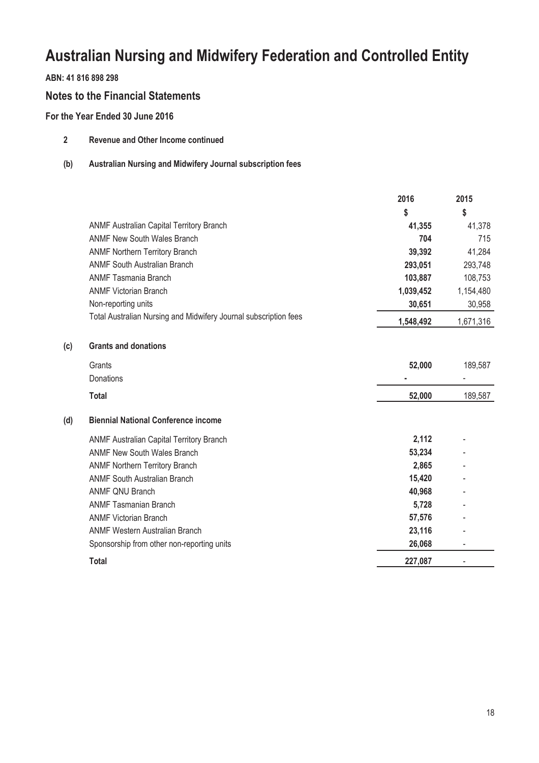# Australian Nursing and Midwifery Federation and Controlled Entity

**ABN: 41 816 898 298**

## Notes to the Financial Statements

### For the Year Ended 30 June 2016

**2 Revenue and Other Income continued**

**(b) Australian Nursing and Midwifery Journal subscription fees**

| | 2016 | 2015 |
|---|---|---|
| | $ | $ |
| ANMF Australian Capital Territory Branch | **41,355** | 41,378 |
| ANMF New South Wales Branch | **704** | 715 |
| ANMF Northern Territory Branch | **39,392** | 41,284 |
| ANMF South Australian Branch | **293,051** | 293,748 |
| ANMF Tasmania Branch | **103,887** | 108,753 |
| ANMF Victorian Branch | **1,039,452** | 1,154,480 |
| Non-reporting units | **30,651** | 30,958 |
| Total Australian Nursing and Midwifery Journal subscription fees | **1,548,492** | 1,671,316 |

**(c) Grants and donations**

| | 2016 | 2015 |
|---|---|---|
| Grants | **52,000** | 189,587 |
| Donations | **-** | - |
| **Total** | **52,000** | 189,587 |

**(d) Biennial National Conference income**

| | 2016 | 2015 |
|---|---|---|
| ANMF Australian Capital Territory Branch | **2,112** | - |
| ANMF New South Wales Branch | **53,234** | - |
| ANMF Northern Territory Branch | **2,865** | - |
| ANMF South Australian Branch | **15,420** | - |
| ANMF QNU Branch | **40,968** | - |
| ANMF Tasmanian Branch | **5,728** | - |
| ANMF Victorian Branch | **57,576** | - |
| ANMF Western Australian Branch | **23,116** | - |
| Sponsorship from other non-reporting units | **26,068** | - |
| **Total** | **227,087** | - |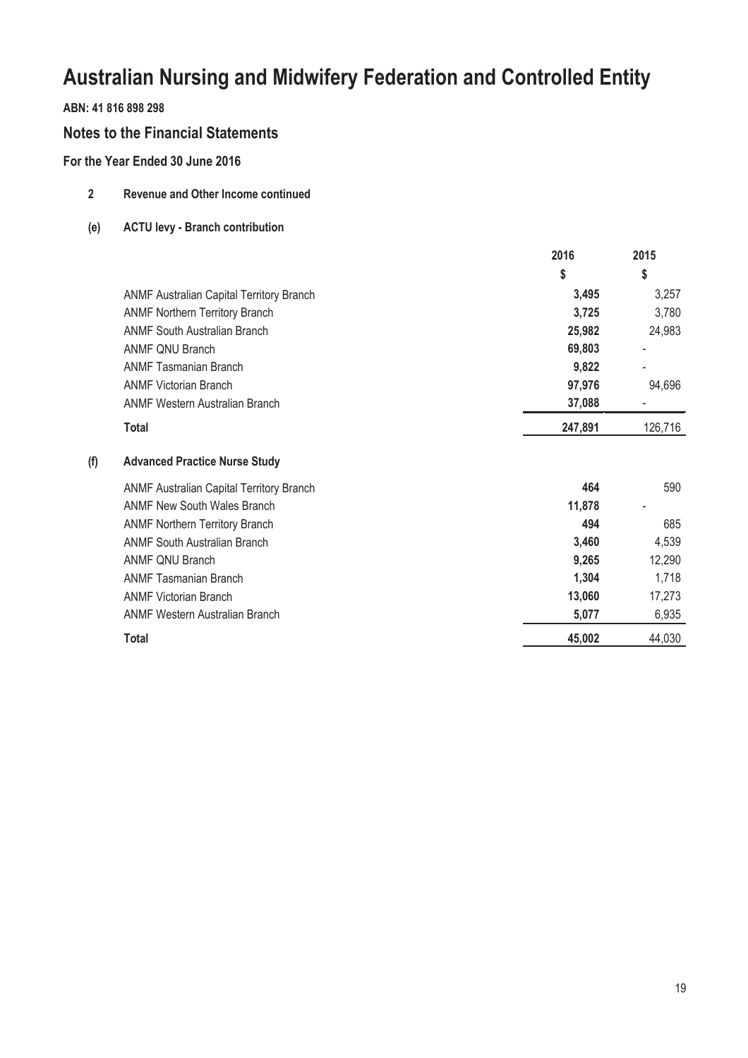# Australian Nursing and Midwifery Federation and Controlled Entity

**ABN: 41 816 898 298**

## Notes to the Financial Statements

### For the Year Ended 30 June 2016

**2 Revenue and Other Income continued**

**(e) ACTU levy - Branch contribution**

| | 2016 | 2015 |
|---|---|---|
| | $ | $ |
| ANMF Australian Capital Territory Branch | **3,495** | 3,257 |
| ANMF Northern Territory Branch | **3,725** | 3,780 |
| ANMF South Australian Branch | **25,982** | 24,983 |
| ANMF QNU Branch | **69,803** | - |
| ANMF Tasmanian Branch | **9,822** | - |
| ANMF Victorian Branch | **97,976** | 94,696 |
| ANMF Western Australian Branch | **37,088** | - |
| **Total** | **247,891** | 126,716 |

**(f) Advanced Practice Nurse Study**

| | 2016 | 2015 |
|---|---|---|
| ANMF Australian Capital Territory Branch | **464** | 590 |
| ANMF New South Wales Branch | **11,878** | - |
| ANMF Northern Territory Branch | **494** | 685 |
| ANMF South Australian Branch | **3,460** | 4,539 |
| ANMF QNU Branch | **9,265** | 12,290 |
| ANMF Tasmanian Branch | **1,304** | 1,718 |
| ANMF Victorian Branch | **13,060** | 17,273 |
| ANMF Western Australian Branch | **5,077** | 6,935 |
| **Total** | **45,002** | 44,030 |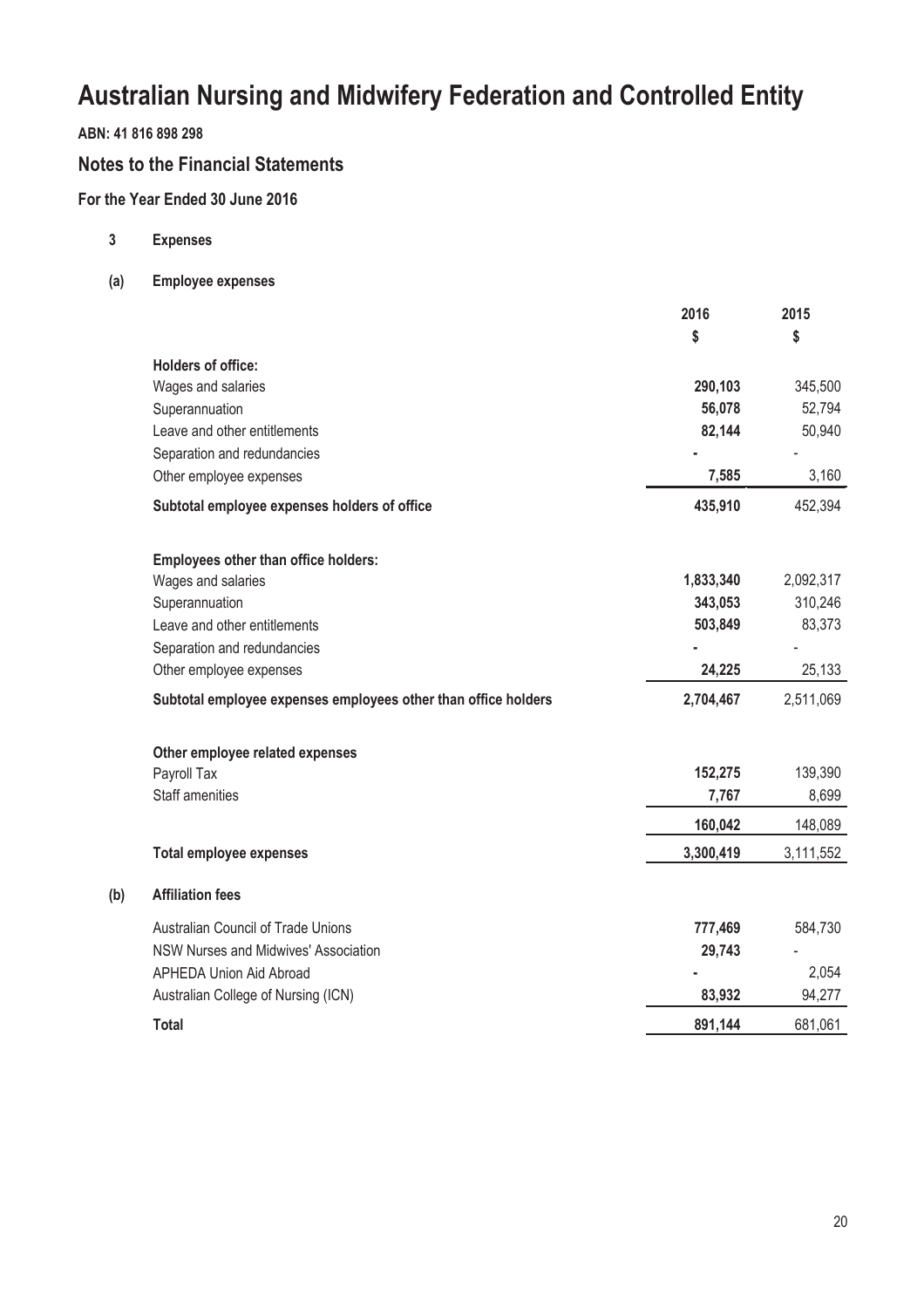# Australian Nursing and Midwifery Federation and Controlled Entity

**ABN: 41 816 898 298**

## Notes to the Financial Statements

### For the Year Ended 30 June 2016

**3 Expenses**

**(a) Employee expenses**

| | 2016 | 2015 |
|---|---|---|
| | $ | $ |
| **Holders of office:** | | |
| Wages and salaries | **290,103** | 345,500 |
| Superannuation | **56,078** | 52,794 |
| Leave and other entitlements | **82,144** | 50,940 |
| Separation and redundancies | **-** | - |
| Other employee expenses | **7,585** | 3,160 |
| **Subtotal employee expenses holders of office** | **435,910** | 452,394 |
| | | |
| **Employees other than office holders:** | | |
| Wages and salaries | **1,833,340** | 2,092,317 |
| Superannuation | **343,053** | 310,246 |
| Leave and other entitlements | **503,849** | 83,373 |
| Separation and redundancies | **-** | - |
| Other employee expenses | **24,225** | 25,133 |
| **Subtotal employee expenses employees other than office holders** | **2,704,467** | 2,511,069 |
| | | |
| **Other employee related expenses** | | |
| Payroll Tax | **152,275** | 139,390 |
| Staff amenities | **7,767** | 8,699 |
| | **160,042** | 148,089 |
| **Total employee expenses** | **3,300,419** | 3,111,552 |

**(b) Affiliation fees**

| | 2016 | 2015 |
|---|---|---|
| Australian Council of Trade Unions | **777,469** | 584,730 |
| NSW Nurses and Midwives' Association | **29,743** | - |
| APHEDA Union Aid Abroad | **-** | 2,054 |
| Australian College of Nursing (ICN) | **83,932** | 94,277 |
| **Total** | **891,144** | 681,061 |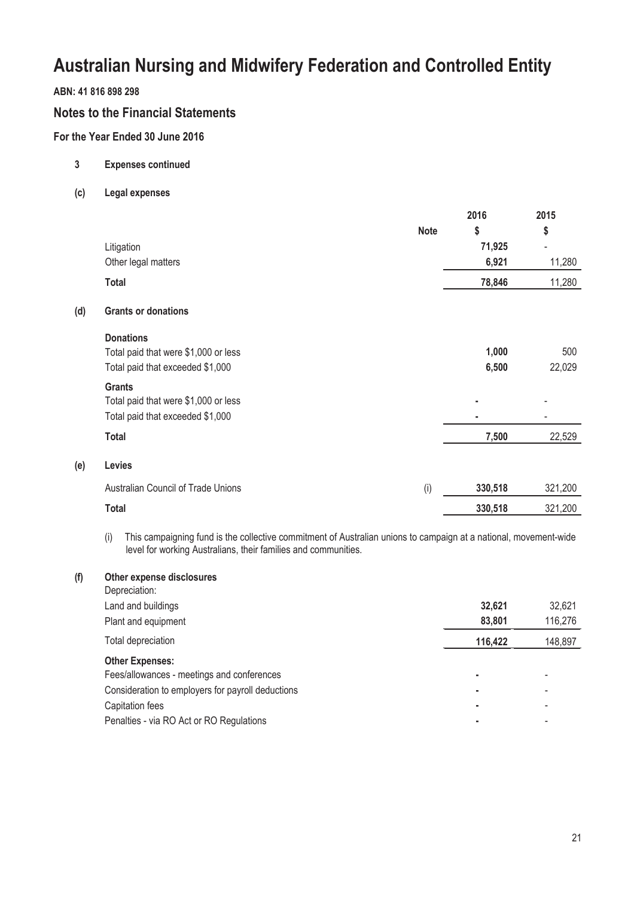# Australian Nursing and Midwifery Federation and Controlled Entity

**ABN: 41 816 898 298**

## Notes to the Financial Statements

### For the Year Ended 30 June 2016

**3 Expenses continued**

**(c) Legal expenses**

| | Note | 2016 $ | 2015 $ |
|---|---|---|---|
| Litigation | | **71,925** | - |
| Other legal matters | | **6,921** | 11,280 |
| **Total** | | **78,846** | 11,280 |

**(d) Grants or donations**

| | Note | 2016 $ | 2015 $ |
|---|---|---|---|
| **Donations** | | | |
| Total paid that were $1,000 or less | | **1,000** | 500 |
| Total paid that exceeded $1,000 | | **6,500** | 22,029 |
| **Grants** | | | |
| Total paid that were $1,000 or less | | **-** | - |
| Total paid that exceeded $1,000 | | **-** | - |
| **Total** | | **7,500** | 22,529 |

**(e) Levies**

| | Note | 2016 $ | 2015 $ |
|---|---|---|---|
| Australian Council of Trade Unions | (i) | **330,518** | 321,200 |
| **Total** | | **330,518** | 321,200 |

(i) This campaigning fund is the collective commitment of Australian unions to campaign at a national, movement-wide level for working Australians, their families and communities.

**(f) Other expense disclosures**

| | 2016 $ | 2015 $ |
|---|---|---|
| Depreciation: | | |
| Land and buildings | **32,621** | 32,621 |
| Plant and equipment | **83,801** | 116,276 |
| Total depreciation | **116,422** | 148,897 |
| **Other Expenses:** | | |
| Fees/allowances - meetings and conferences | **-** | - |
| Consideration to employers for payroll deductions | **-** | - |
| Capitation fees | **-** | - |
| Penalties - via RO Act or RO Regulations | **-** | - |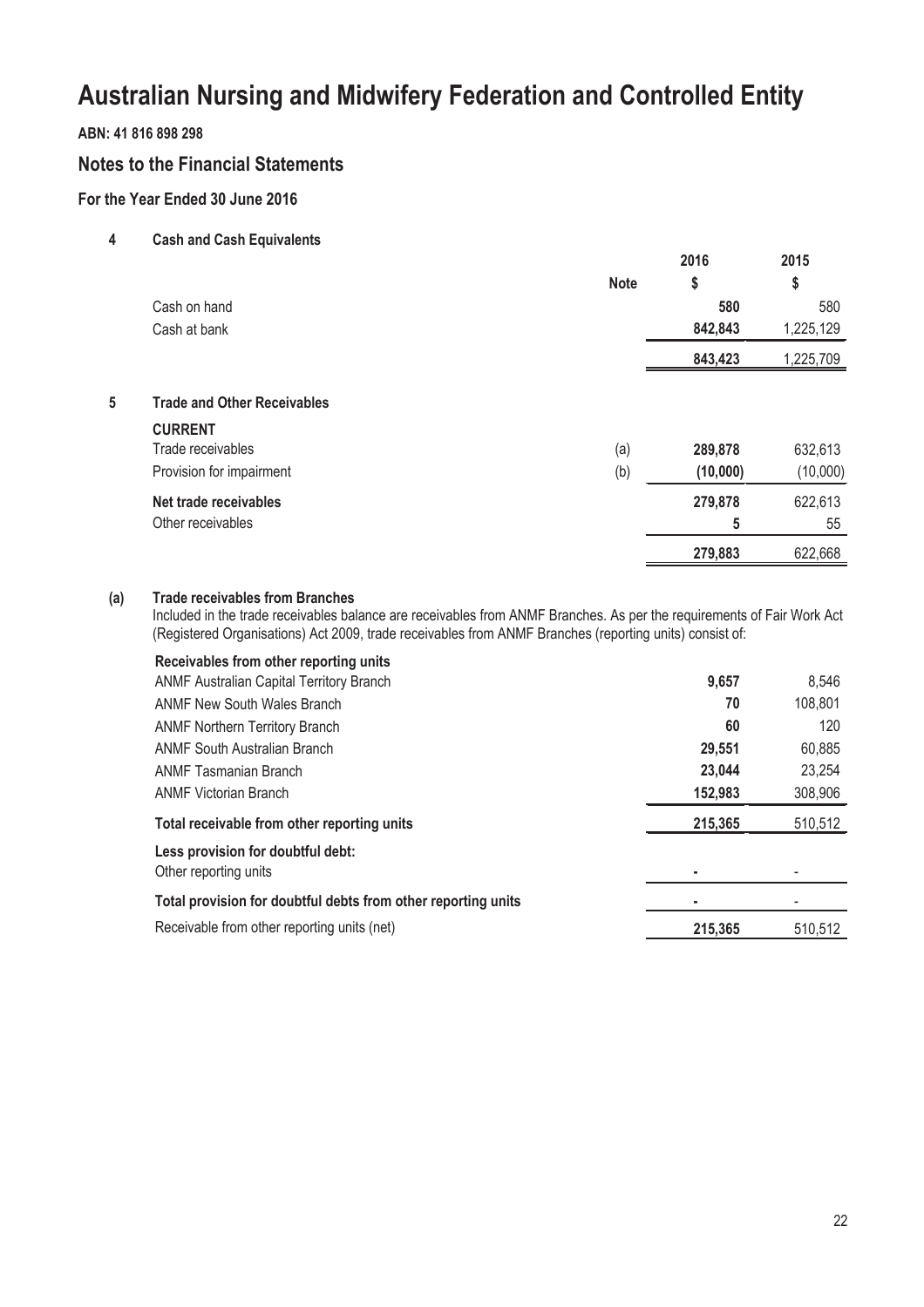# Australian Nursing and Midwifery Federation and Controlled Entity

**ABN: 41 816 898 298**

## Notes to the Financial Statements

### For the Year Ended 30 June 2016

**4 Cash and Cash Equivalents**

| | Note | 2016 $ | 2015 $ |
|---|---|---|---|
| Cash on hand | | **580** | 580 |
| Cash at bank | | **842,843** | 1,225,129 |
| | | **843,423** | 1,225,709 |

**5 Trade and Other Receivables**

| | Note | 2016 $ | 2015 $ |
|---|---|---|---|
| **CURRENT** | | | |
| Trade receivables | (a) | **289,878** | 632,613 |
| Provision for impairment | (b) | **(10,000)** | (10,000) |
| **Net trade receivables** | | **279,878** | 622,613 |
| Other receivables | | **5** | 55 |
| | | **279,883** | 622,668 |

**(a) Trade receivables from Branches**

Included in the trade receivables balance are receivables from ANMF Branches. As per the requirements of Fair Work Act (Registered Organisations) Act 2009, trade receivables from ANMF Branches (reporting units) consist of:

| | 2016 $ | 2015 $ |
|---|---|---|
| **Receivables from other reporting units** | | |
| ANMF Australian Capital Territory Branch | **9,657** | 8,546 |
| ANMF New South Wales Branch | **70** | 108,801 |
| ANMF Northern Territory Branch | **60** | 120 |
| ANMF South Australian Branch | **29,551** | 60,885 |
| ANMF Tasmanian Branch | **23,044** | 23,254 |
| ANMF Victorian Branch | **152,983** | 308,906 |
| **Total receivable from other reporting units** | **215,365** | 510,512 |
| **Less provision for doubtful debt:** | | |
| Other reporting units | **-** | - |
| **Total provision for doubtful debts from other reporting units** | **-** | - |
| Receivable from other reporting units (net) | **215,365** | 510,512 |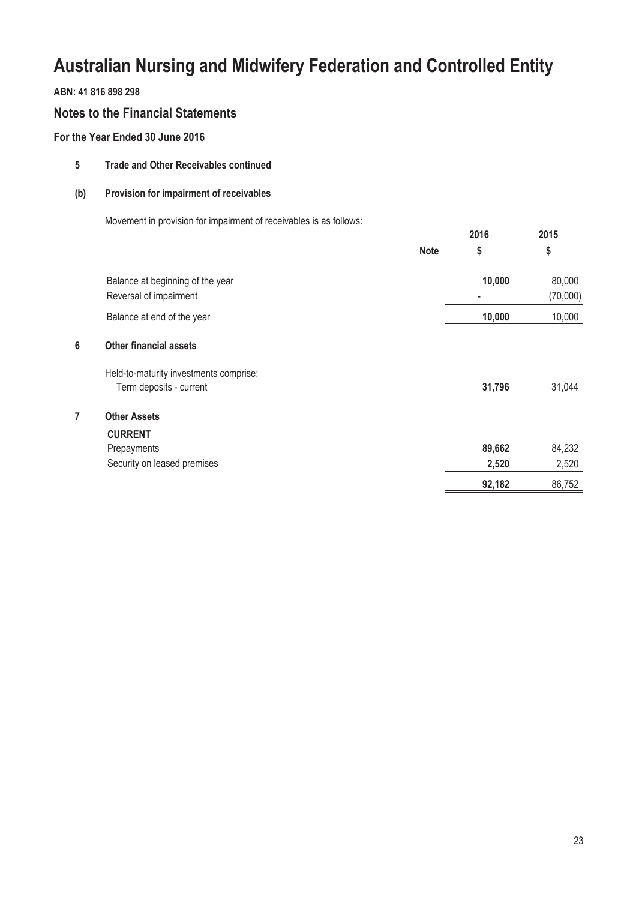# Australian Nursing and Midwifery Federation and Controlled Entity

**ABN: 41 816 898 298**

## Notes to the Financial Statements

### For the Year Ended 30 June 2016

**5 Trade and Other Receivables continued**

**(b) Provision for impairment of receivables**

Movement in provision for impairment of receivables is as follows:

| | Note | 2016 $ | 2015 $ |
|---|---|---|---|
| Balance at beginning of the year | | **10,000** | 80,000 |
| Reversal of impairment | | **-** | (70,000) |
| Balance at end of the year | | **10,000** | 10,000 |

**6 Other financial assets**

| | 2016 $ | 2015 $ |
|---|---|---|
| Held-to-maturity investments comprise: | | |
| Term deposits - current | **31,796** | 31,044 |

**7 Other Assets**

| | 2016 $ | 2015 $ |
|---|---|---|
| **CURRENT** | | |
| Prepayments | **89,662** | 84,232 |
| Security on leased premises | **2,520** | 2,520 |
| | **92,182** | 86,752 |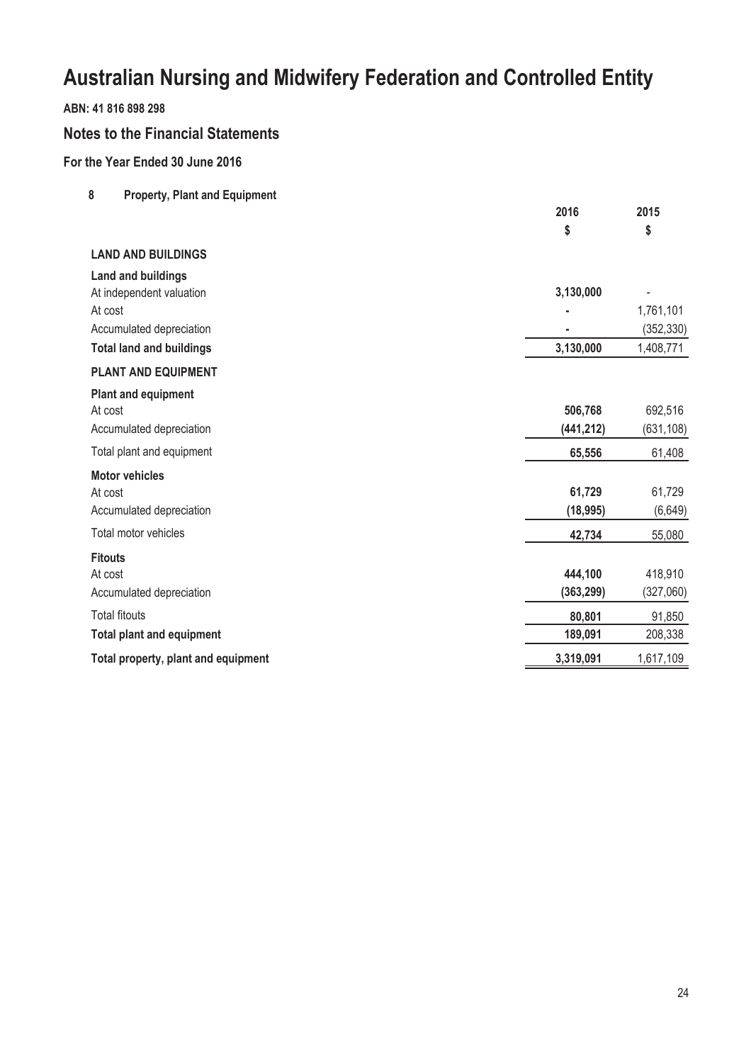# Australian Nursing and Midwifery Federation and Controlled Entity

**ABN: 41 816 898 298**

## Notes to the Financial Statements

### For the Year Ended 30 June 2016

**8 Property, Plant and Equipment**

| | 2016 | 2015 |
|---|---|---|
| | $ | $ |
| **LAND AND BUILDINGS** | | |
| **Land and buildings** | | |
| At independent valuation | **3,130,000** | - |
| At cost | **-** | 1,761,101 |
| Accumulated depreciation | **-** | (352,330) |
| **Total land and buildings** | **3,130,000** | 1,408,771 |
| **PLANT AND EQUIPMENT** | | |
| **Plant and equipment** | | |
| At cost | **506,768** | 692,516 |
| Accumulated depreciation | **(441,212)** | (631,108) |
| Total plant and equipment | **65,556** | 61,408 |
| **Motor vehicles** | | |
| At cost | **61,729** | 61,729 |
| Accumulated depreciation | **(18,995)** | (6,649) |
| Total motor vehicles | **42,734** | 55,080 |
| **Fitouts** | | |
| At cost | **444,100** | 418,910 |
| Accumulated depreciation | **(363,299)** | (327,060) |
| Total fitouts | **80,801** | 91,850 |
| **Total plant and equipment** | **189,091** | 208,338 |
| **Total property, plant and equipment** | **3,319,091** | 1,617,109 |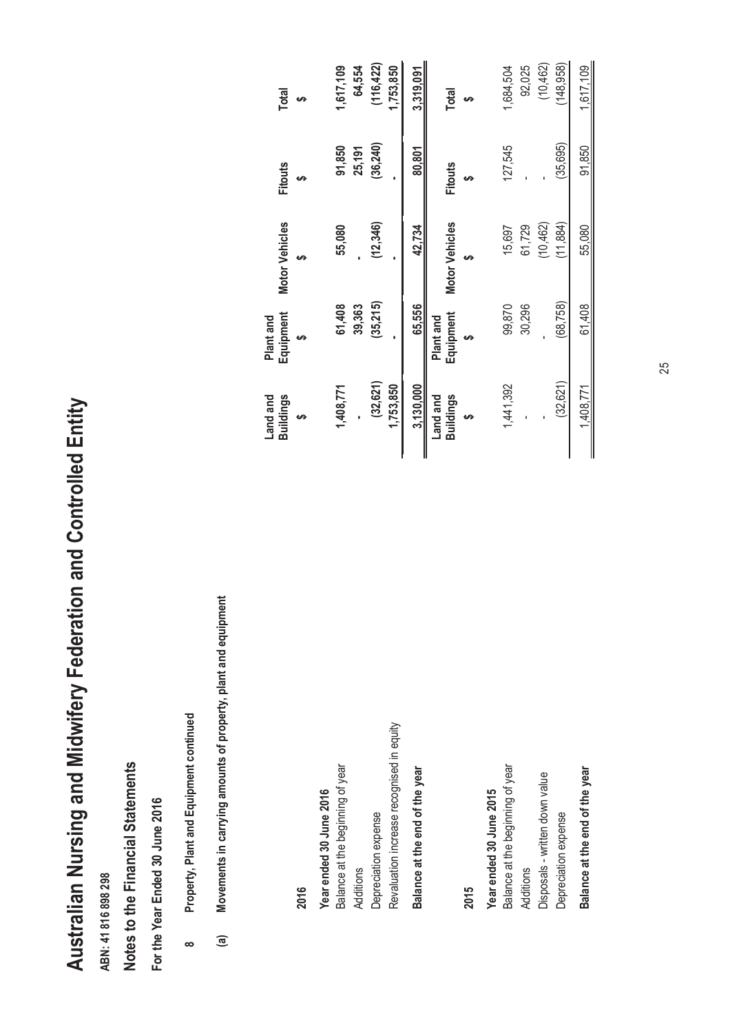# Australian Nursing and Midwifery Federation and Controlled Entity

**ABN: 41 816 898 298**

## Notes to the Financial Statements

**For the Year Ended 30 June 2016**

**8 Property, Plant and Equipment continued**

**(a) Movements in carrying amounts of property, plant and equipment**

| 2016 | Land and Buildings | Plant and Equipment | Motor Vehicles | Fitouts | Total |
|---|---|---|---|---|---|
| | $ | $ | $ | $ | $ |
| **Year ended 30 June 2016** | | | | | |
| Balance at the beginning of year | 1,408,771 | 61,408 | 55,080 | 91,850 | 1,617,109 |
| Additions | - | 39,363 | - | 25,191 | 64,554 |
| Depreciation expense | (32,621) | (35,215) | (12,346) | (36,240) | (116,422) |
| Revaluation increase recognised in equity | 1,753,850 | - | - | - | 1,753,850 |
| **Balance at the end of the year** | **3,130,000** | **65,556** | **42,734** | **80,801** | **3,319,091** |

| 2015 | Land and Buildings | Plant and Equipment | Motor Vehicles | Fitouts | Total |
|---|---|---|---|---|---|
| | $ | $ | $ | $ | $ |
| **Year ended 30 June 2015** | | | | | |
| Balance at the beginning of year | 1,441,392 | 99,870 | 15,697 | 127,545 | 1,684,504 |
| Additions | - | 30,296 | 61,729 | - | 92,025 |
| Disposals - written down value | - | - | (10,462) | - | (10,462) |
| Depreciation expense | (32,621) | (68,758) | (11,884) | (35,695) | (148,958) |
| **Balance at the end of the year** | 1,408,771 | 61,408 | 55,080 | 91,850 | 1,617,109 |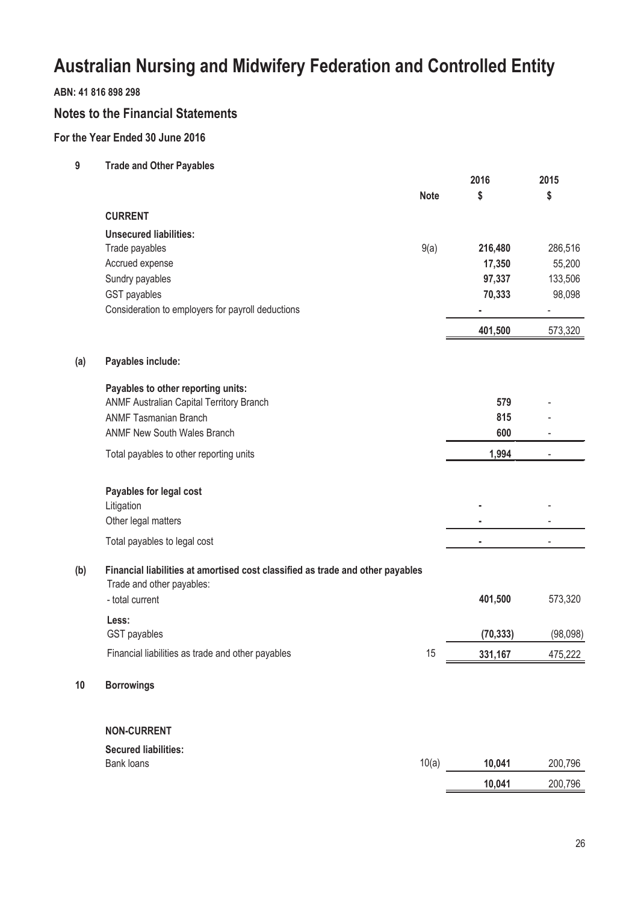# Australian Nursing and Midwifery Federation and Controlled Entity

**ABN: 41 816 898 298**

## Notes to the Financial Statements

### For the Year Ended 30 June 2016

**9 Trade and Other Payables**

| | Note | 2016 $ | 2015 $ |
|---|---|---|---|
| **CURRENT** | | | |
| **Unsecured liabilities:** | | | |
| Trade payables | 9(a) | **216,480** | 286,516 |
| Accrued expense | | **17,350** | 55,200 |
| Sundry payables | | **97,337** | 133,506 |
| GST payables | | **70,333** | 98,098 |
| Consideration to employers for payroll deductions | | **-** | - |
| | | **401,500** | 573,320 |

**(a) Payables include:**

| | 2016 $ | 2015 $ |
|---|---|---|
| **Payables to other reporting units:** | | |
| ANMF Australian Capital Territory Branch | **579** | - |
| ANMF Tasmanian Branch | **815** | - |
| ANMF New South Wales Branch | **600** | - |
| Total payables to other reporting units | **1,994** | - |
| **Payables for legal cost** | | |
| Litigation | **-** | - |
| Other legal matters | **-** | - |
| Total payables to legal cost | **-** | - |

**(b) Financial liabilities at amortised cost classified as trade and other payables**

| | Note | 2016 $ | 2015 $ |
|---|---|---|---|
| Trade and other payables: | | | |
| - total current | | **401,500** | 573,320 |
| **Less:** | | | |
| GST payables | | **(70,333)** | (98,098) |
| Financial liabilities as trade and other payables | 15 | **331,167** | 475,222 |

**10 Borrowings**

| | Note | 2016 $ | 2015 $ |
|---|---|---|---|
| **NON-CURRENT** | | | |
| **Secured liabilities:** | | | |
| Bank loans | 10(a) | **10,041** | 200,796 |
| | | **10,041** | 200,796 |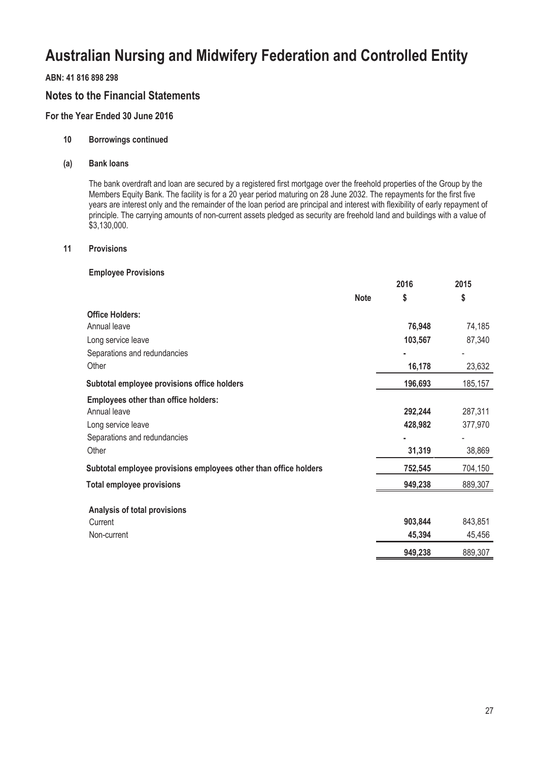# Australian Nursing and Midwifery Federation and Controlled Entity

**ABN: 41 816 898 298**

## Notes to the Financial Statements

### For the Year Ended 30 June 2016

**10 Borrowings continued**

**(a) Bank loans**

The bank overdraft and loan are secured by a registered first mortgage over the freehold properties of the Group by the Members Equity Bank. The facility is for a 20 year period maturing on 28 June 2032. The repayments for the first five years are interest only and the remainder of the loan period are principal and interest with flexibility of early repayment of principle. The carrying amounts of non-current assets pledged as security are freehold land and buildings with a value of $3,130,000.

**11 Provisions**

**Employee Provisions**

| | Note | 2016 $ | 2015 $ |
|---|---|---|---|
| **Office Holders:** | | | |
| Annual leave | | **76,948** | 74,185 |
| Long service leave | | **103,567** | 87,340 |
| Separations and redundancies | | **-** | - |
| Other | | **16,178** | 23,632 |
| **Subtotal employee provisions office holders** | | **196,693** | 185,157 |
| **Employees other than office holders:** | | | |
| Annual leave | | **292,244** | 287,311 |
| Long service leave | | **428,982** | 377,970 |
| Separations and redundancies | | **-** | - |
| Other | | **31,319** | 38,869 |
| **Subtotal employee provisions employees other than office holders** | | **752,545** | 704,150 |
| **Total employee provisions** | | **949,238** | 889,307 |
| **Analysis of total provisions** | | | |
| Current | | **903,844** | 843,851 |
| Non-current | | **45,394** | 45,456 |
| | | **949,238** | 889,307 |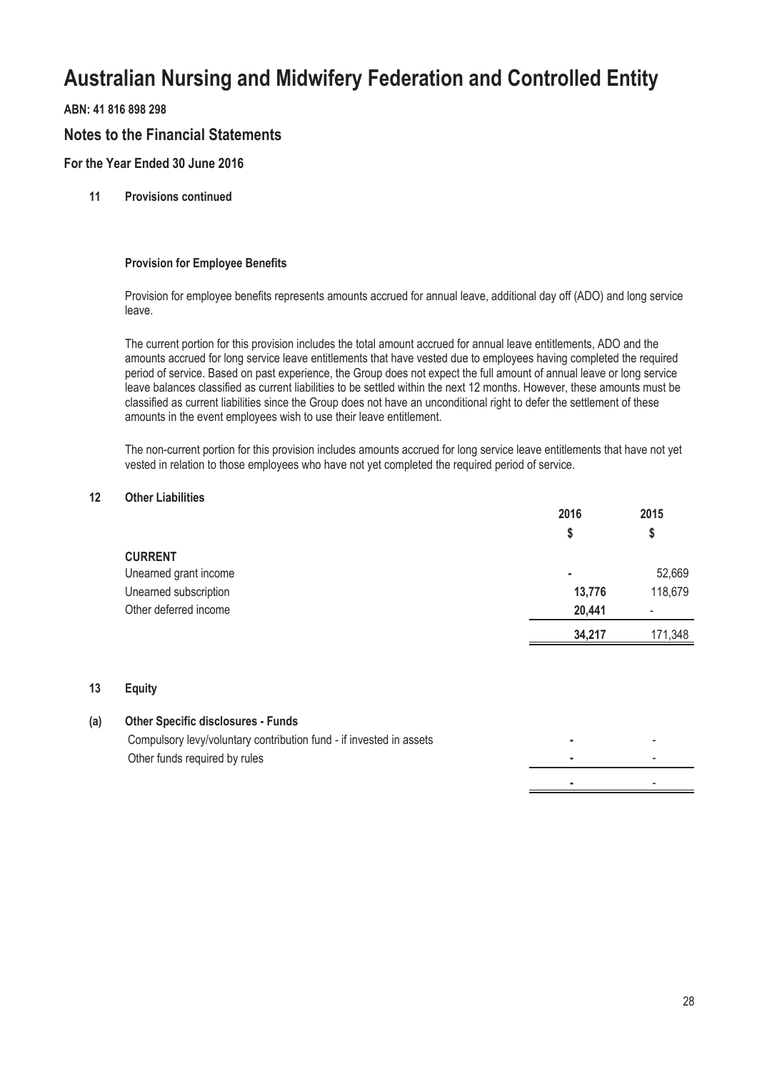# Australian Nursing and Midwifery Federation and Controlled Entity

**ABN: 41 816 898 298**

## Notes to the Financial Statements

### For the Year Ended 30 June 2016

**11 Provisions continued**

**Provision for Employee Benefits**

Provision for employee benefits represents amounts accrued for annual leave, additional day off (ADO) and long service leave.

The current portion for this provision includes the total amount accrued for annual leave entitlements, ADO and the amounts accrued for long service leave entitlements that have vested due to employees having completed the required period of service. Based on past experience, the Group does not expect the full amount of annual leave or long service leave balances classified as current liabilities to be settled within the next 12 months. However, these amounts must be classified as current liabilities since the Group does not have an unconditional right to defer the settlement of these amounts in the event employees wish to use their leave entitlement.

The non-current portion for this provision includes amounts accrued for long service leave entitlements that have not yet vested in relation to those employees who have not yet completed the required period of service.

**12 Other Liabilities**

| | 2016 | 2015 |
|---|---|---|
| | $ | $ |
| **CURRENT** | | |
| Unearned grant income | - | 52,669 |
| Unearned subscription | 13,776 | 118,679 |
| Other deferred income | 20,441 | - |
| | 34,217 | 171,348 |

**13 Equity**

**(a) Other Specific disclosures - Funds**

| | 2016 | 2015 |
|---|---|---|
| Compulsory levy/voluntary contribution fund - if invested in assets | - | - |
| Other funds required by rules | - | - |
| | - | - |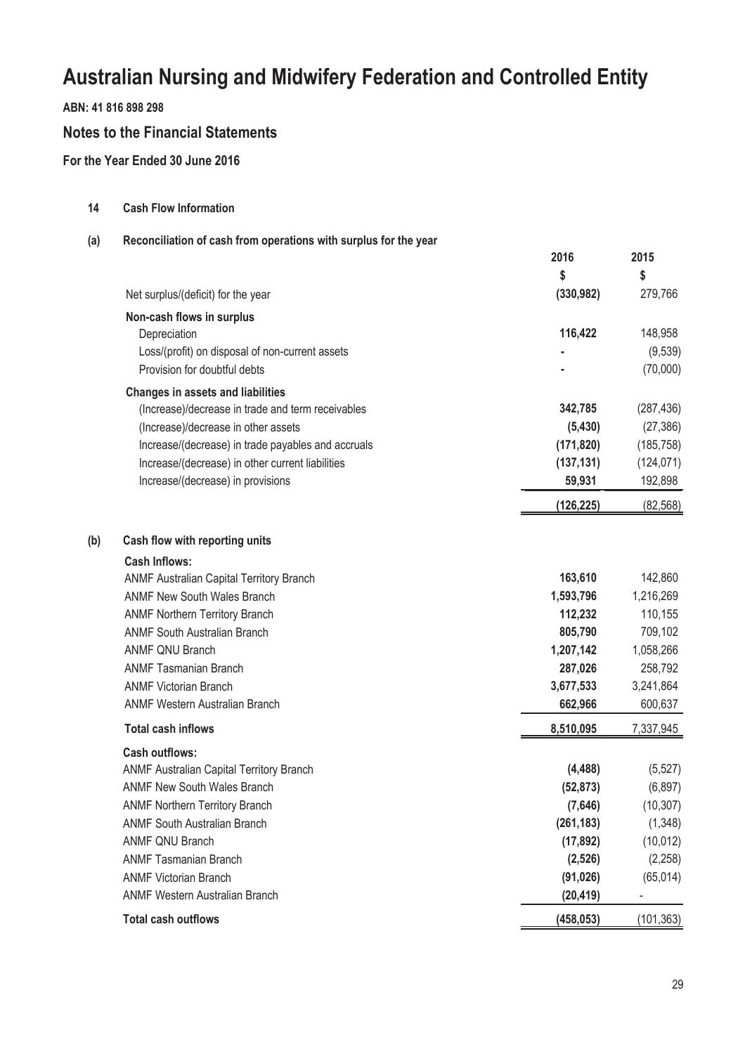# Australian Nursing and Midwifery Federation and Controlled Entity

**ABN: 41 816 898 298**

## Notes to the Financial Statements

### For the Year Ended 30 June 2016

**14 Cash Flow Information**

**(a) Reconciliation of cash from operations with surplus for the year**

| | 2016 | 2015 |
|---|---|---|
| | $ | $ |
| Net surplus/(deficit) for the year | **(330,982)** | 279,766 |
| **Non-cash flows in surplus** | | |
| Depreciation | **116,422** | 148,958 |
| Loss/(profit) on disposal of non-current assets | **-** | (9,539) |
| Provision for doubtful debts | **-** | (70,000) |
| **Changes in assets and liabilities** | | |
| (Increase)/decrease in trade and term receivables | **342,785** | (287,436) |
| (Increase)/decrease in other assets | **(5,430)** | (27,386) |
| Increase/(decrease) in trade payables and accruals | **(171,820)** | (185,758) |
| Increase/(decrease) in other current liabilities | **(137,131)** | (124,071) |
| Increase/(decrease) in provisions | **59,931** | 192,898 |
| | **(126,225)** | (82,568) |

**(b) Cash flow with reporting units**

| | 2016 | 2015 |
|---|---|---|
| **Cash Inflows:** | | |
| ANMF Australian Capital Territory Branch | **163,610** | 142,860 |
| ANMF New South Wales Branch | **1,593,796** | 1,216,269 |
| ANMF Northern Territory Branch | **112,232** | 110,155 |
| ANMF South Australian Branch | **805,790** | 709,102 |
| ANMF QNU Branch | **1,207,142** | 1,058,266 |
| ANMF Tasmanian Branch | **287,026** | 258,792 |
| ANMF Victorian Branch | **3,677,533** | 3,241,864 |
| ANMF Western Australian Branch | **662,966** | 600,637 |
| **Total cash inflows** | **8,510,095** | 7,337,945 |
| **Cash outflows:** | | |
| ANMF Australian Capital Territory Branch | **(4,488)** | (5,527) |
| ANMF New South Wales Branch | **(52,873)** | (6,897) |
| ANMF Northern Territory Branch | **(7,646)** | (10,307) |
| ANMF South Australian Branch | **(261,183)** | (1,348) |
| ANMF QNU Branch | **(17,892)** | (10,012) |
| ANMF Tasmanian Branch | **(2,526)** | (2,258) |
| ANMF Victorian Branch | **(91,026)** | (65,014) |
| ANMF Western Australian Branch | **(20,419)** | - |
| **Total cash outflows** | **(458,053)** | (101,363) |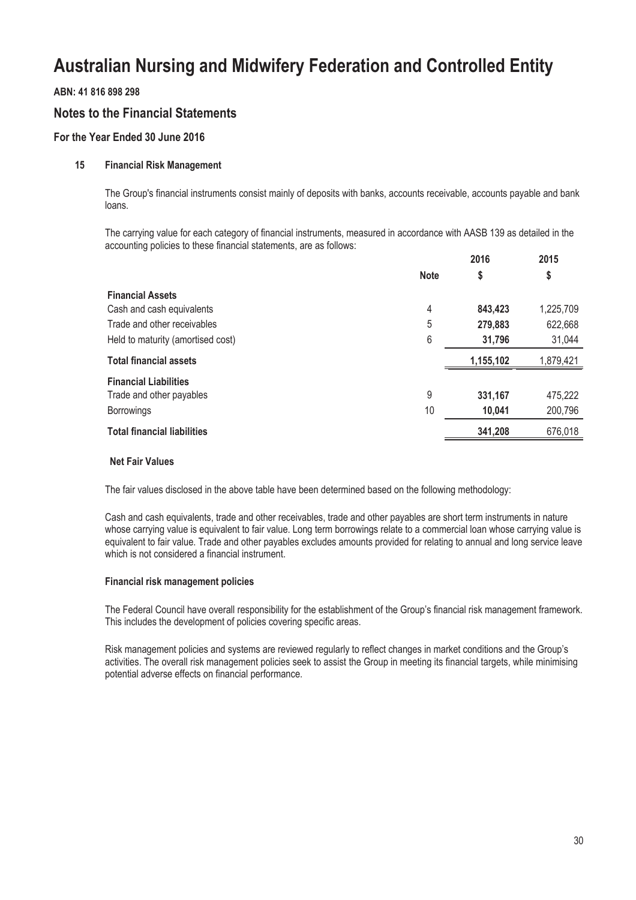# Australian Nursing and Midwifery Federation and Controlled Entity

**ABN: 41 816 898 298**

## Notes to the Financial Statements

### For the Year Ended 30 June 2016

#### 15 Financial Risk Management

The Group's financial instruments consist mainly of deposits with banks, accounts receivable, accounts payable and bank loans.

The carrying value for each category of financial instruments, measured in accordance with AASB 139 as detailed in the accounting policies to these financial statements, are as follows:

| | Note | 2016<br>$ | 2015<br>$ |
|---|---|---|---|
| **Financial Assets** | | | |
| Cash and cash equivalents | 4 | **843,423** | 1,225,709 |
| Trade and other receivables | 5 | **279,883** | 622,668 |
| Held to maturity (amortised cost) | 6 | **31,796** | 31,044 |
| **Total financial assets** | | **1,155,102** | 1,879,421 |
| **Financial Liabilities** | | | |
| Trade and other payables | 9 | **331,167** | 475,222 |
| Borrowings | 10 | **10,041** | 200,796 |
| **Total financial liabilities** | | **341,208** | 676,018 |

**Net Fair Values**

The fair values disclosed in the above table have been determined based on the following methodology:

Cash and cash equivalents, trade and other receivables, trade and other payables are short term instruments in nature whose carrying value is equivalent to fair value. Long term borrowings relate to a commercial loan whose carrying value is equivalent to fair value. Trade and other payables excludes amounts provided for relating to annual and long service leave which is not considered a financial instrument.

**Financial risk management policies**

The Federal Council have overall responsibility for the establishment of the Group's financial risk management framework. This includes the development of policies covering specific areas.

Risk management policies and systems are reviewed regularly to reflect changes in market conditions and the Group's activities. The overall risk management policies seek to assist the Group in meeting its financial targets, while minimising potential adverse effects on financial performance.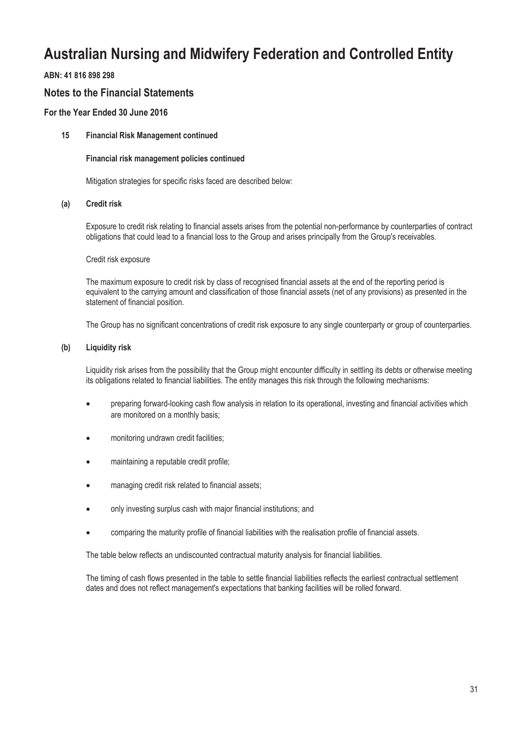# Australian Nursing and Midwifery Federation and Controlled Entity

**ABN: 41 816 898 298**

## Notes to the Financial Statements

### For the Year Ended 30 June 2016

#### 15 Financial Risk Management continued

**Financial risk management policies continued**

Mitigation strategies for specific risks faced are described below:

**(a) Credit risk**

Exposure to credit risk relating to financial assets arises from the potential non-performance by counterparties of contract obligations that could lead to a financial loss to the Group and arises principally from the Group's receivables.

Credit risk exposure

The maximum exposure to credit risk by class of recognised financial assets at the end of the reporting period is equivalent to the carrying amount and classification of those financial assets (net of any provisions) as presented in the statement of financial position.

The Group has no significant concentrations of credit risk exposure to any single counterparty or group of counterparties.

**(b) Liquidity risk**

Liquidity risk arises from the possibility that the Group might encounter difficulty in settling its debts or otherwise meeting its obligations related to financial liabilities. The entity manages this risk through the following mechanisms:

- preparing forward-looking cash flow analysis in relation to its operational, investing and financial activities which are monitored on a monthly basis;
- monitoring undrawn credit facilities;
- maintaining a reputable credit profile;
- managing credit risk related to financial assets;
- only investing surplus cash with major financial institutions; and
- comparing the maturity profile of financial liabilities with the realisation profile of financial assets.

The table below reflects an undiscounted contractual maturity analysis for financial liabilities.

The timing of cash flows presented in the table to settle financial liabilities reflects the earliest contractual settlement dates and does not reflect management's expectations that banking facilities will be rolled forward.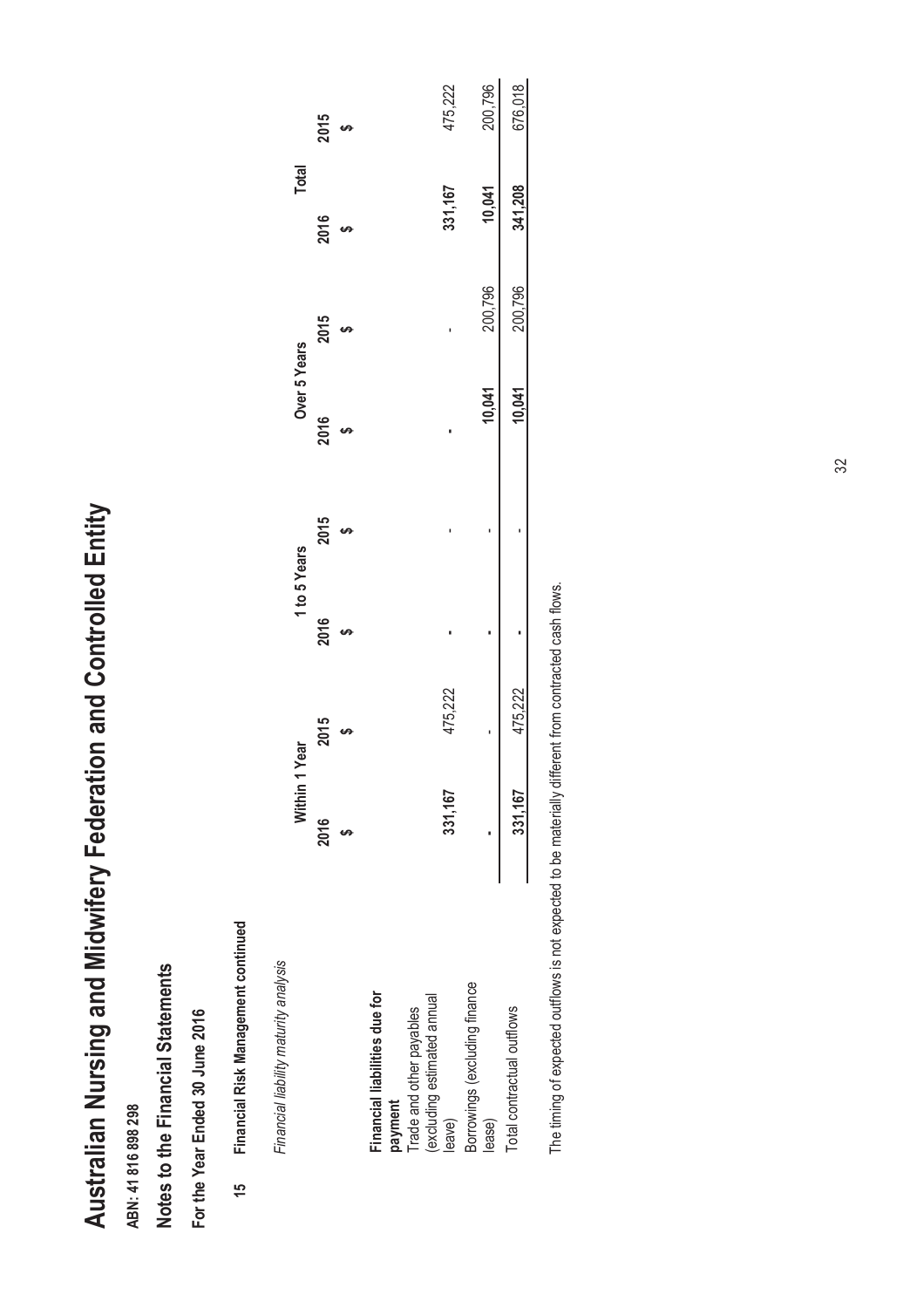# Australian Nursing and Midwifery Federation and Controlled Entity

**ABN: 41 816 898 298**

## Notes to the Financial Statements

### For the Year Ended 30 June 2016

**15 Financial Risk Management continued**

*Financial liability maturity analysis*

| | Within 1 Year | | 1 to 5 Years | | Over 5 Years | | Total | |
|---|---|---|---|---|---|---|---|---|
| | **2016** | 2015 | **2016** | 2015 | **2016** | 2015 | **2016** | 2015 |
| | **$** | $ | **$** | $ | **$** | $ | **$** | $ |
| **Financial liabilities due for payment** | | | | | | | | |
| Trade and other payables (excluding estimated annual leave) | **331,167** | 475,222 | **-** | - | **-** | - | **331,167** | 475,222 |
| Borrowings (excluding finance lease) | **-** | - | **-** | - | **10,041** | 200,796 | **10,041** | 200,796 |
| Total contractual outflows | **331,167** | 475,222 | **-** | - | **10,041** | 200,796 | **341,208** | 676,018 |

The timing of expected outflows is not expected to be materially different from contracted cash flows.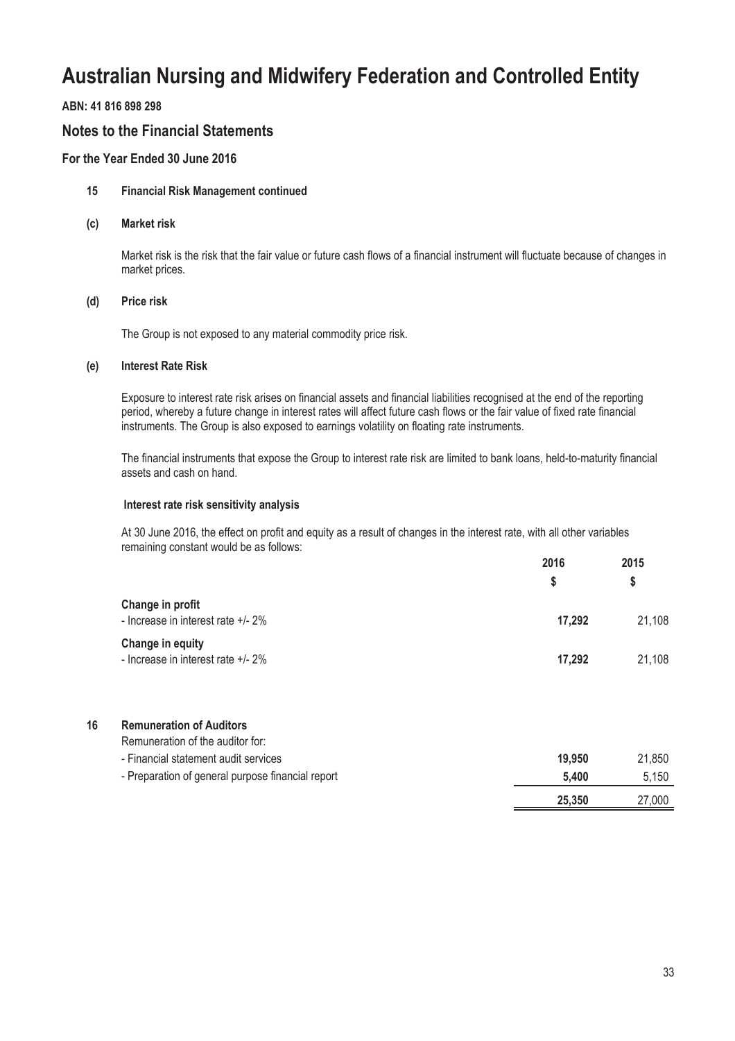# Australian Nursing and Midwifery Federation and Controlled Entity

**ABN: 41 816 898 298**

## Notes to the Financial Statements

### For the Year Ended 30 June 2016

**15 Financial Risk Management continued**

**(c) Market risk**

Market risk is the risk that the fair value or future cash flows of a financial instrument will fluctuate because of changes in market prices.

**(d) Price risk**

The Group is not exposed to any material commodity price risk.

**(e) Interest Rate Risk**

Exposure to interest rate risk arises on financial assets and financial liabilities recognised at the end of the reporting period, whereby a future change in interest rates will affect future cash flows or the fair value of fixed rate financial instruments. The Group is also exposed to earnings volatility on floating rate instruments.

The financial instruments that expose the Group to interest rate risk are limited to bank loans, held-to-maturity financial assets and cash on hand.

**Interest rate risk sensitivity analysis**

At 30 June 2016, the effect on profit and equity as a result of changes in the interest rate, with all other variables remaining constant would be as follows:

| | 2016<br>$ | 2015<br>$ |
|---|---|---|
| **Change in profit** | | |
| - Increase in interest rate +/- 2% | **17,292** | 21,108 |
| **Change in equity** | | |
| - Increase in interest rate +/- 2% | **17,292** | 21,108 |

**16 Remuneration of Auditors**

| Remuneration of the auditor for: | 2016<br>$ | 2015<br>$ |
|---|---|---|
| - Financial statement audit services | **19,950** | 21,850 |
| - Preparation of general purpose financial report | **5,400** | 5,150 |
| | **25,350** | 27,000 |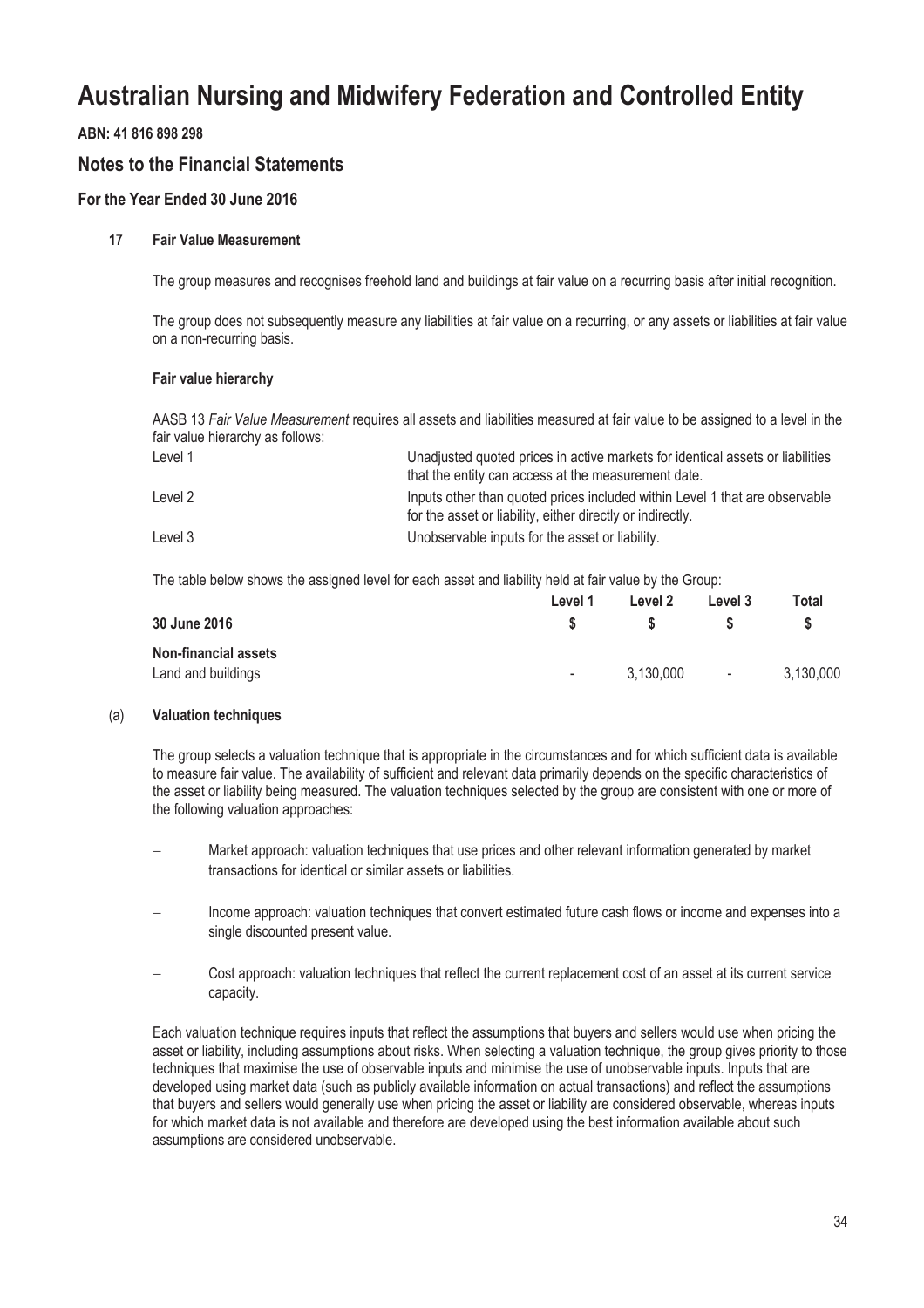# Australian Nursing and Midwifery Federation and Controlled Entity

**ABN: 41 816 898 298**

## Notes to the Financial Statements

### For the Year Ended 30 June 2016

#### 17 Fair Value Measurement

The group measures and recognises freehold land and buildings at fair value on a recurring basis after initial recognition.

The group does not subsequently measure any liabilities at fair value on a recurring, or any assets or liabilities at fair value on a non-recurring basis.

**Fair value hierarchy**

AASB 13 *Fair Value Measurement* requires all assets and liabilities measured at fair value to be assigned to a level in the fair value hierarchy as follows:

| | |
|---|---|
| Level 1 | Unadjusted quoted prices in active markets for identical assets or liabilities that the entity can access at the measurement date. |
| Level 2 | Inputs other than quoted prices included within Level 1 that are observable for the asset or liability, either directly or indirectly. |
| Level 3 | Unobservable inputs for the asset or liability. |

The table below shows the assigned level for each asset and liability held at fair value by the Group:

| 30 June 2016 | Level 1<br>$ | Level 2<br>$ | Level 3<br>$ | Total<br>$ |
|---|---|---|---|---|
| **Non-financial assets** | | | | |
| Land and buildings | - | 3,130,000 | - | 3,130,000 |

#### (a) Valuation techniques

The group selects a valuation technique that is appropriate in the circumstances and for which sufficient data is available to measure fair value. The availability of sufficient and relevant data primarily depends on the specific characteristics of the asset or liability being measured. The valuation techniques selected by the group are consistent with one or more of the following valuation approaches:

- Market approach: valuation techniques that use prices and other relevant information generated by market transactions for identical or similar assets or liabilities.
- Income approach: valuation techniques that convert estimated future cash flows or income and expenses into a single discounted present value.
- Cost approach: valuation techniques that reflect the current replacement cost of an asset at its current service capacity.

Each valuation technique requires inputs that reflect the assumptions that buyers and sellers would use when pricing the asset or liability, including assumptions about risks. When selecting a valuation technique, the group gives priority to those techniques that maximise the use of observable inputs and minimise the use of unobservable inputs. Inputs that are developed using market data (such as publicly available information on actual transactions) and reflect the assumptions that buyers and sellers would generally use when pricing the asset or liability are considered observable, whereas inputs for which market data is not available and therefore are developed using the best information available about such assumptions are considered unobservable.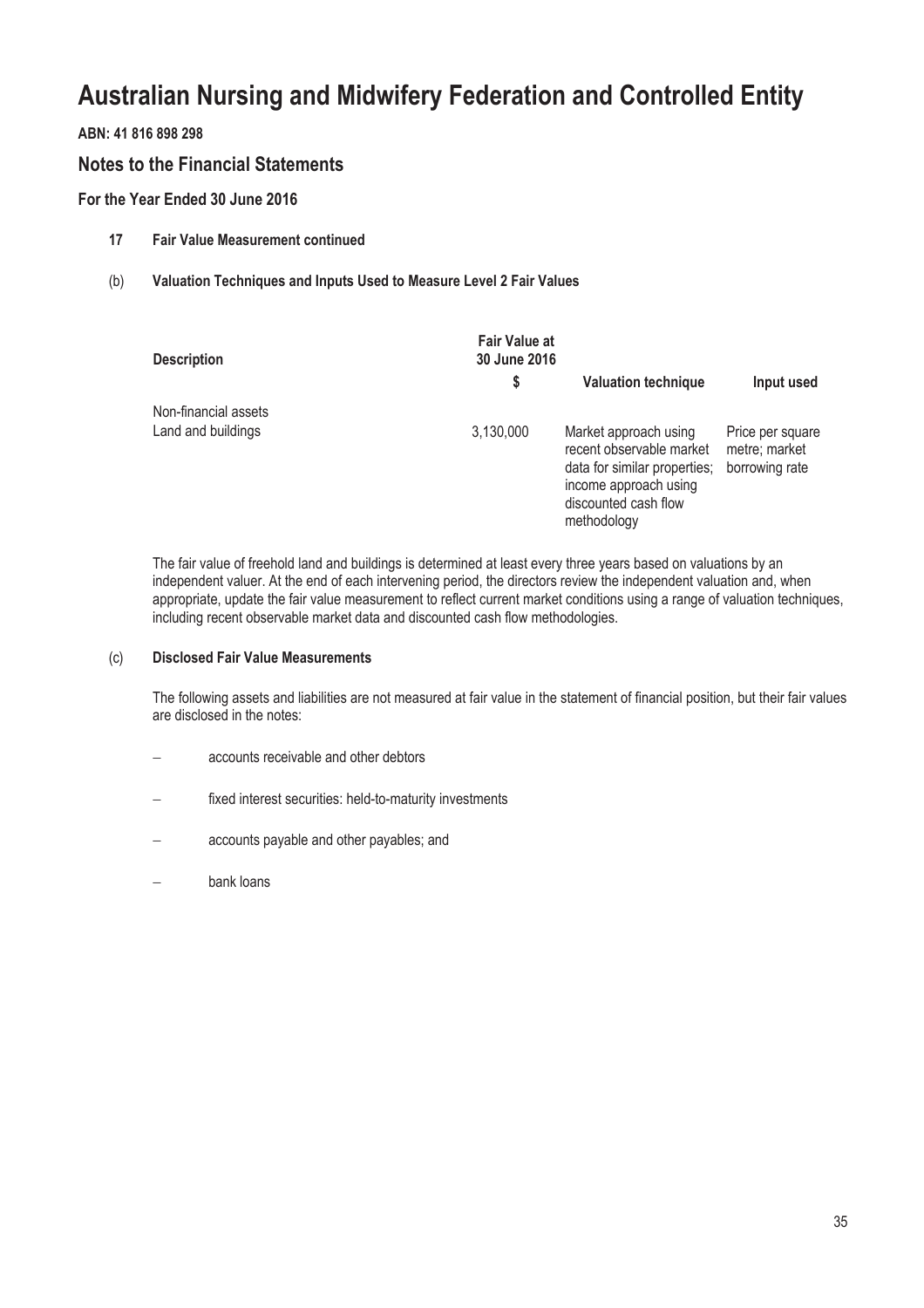# Australian Nursing and Midwifery Federation and Controlled Entity

**ABN: 41 816 898 298**

## Notes to the Financial Statements

### For the Year Ended 30 June 2016

**17 Fair Value Measurement continued**

**(b) Valuation Techniques and Inputs Used to Measure Level 2 Fair Values**

| Description | Fair Value at 30 June 2016 | Valuation technique | Input used |
|---|---|---|---|
| | $ | | |
| Non-financial assets | | | |
| Land and buildings | 3,130,000 | Market approach using recent observable market data for similar properties; income approach using discounted cash flow methodology | Price per square metre; market borrowing rate |

The fair value of freehold land and buildings is determined at least every three years based on valuations by an independent valuer. At the end of each intervening period, the directors review the independent valuation and, when appropriate, update the fair value measurement to reflect current market conditions using a range of valuation techniques, including recent observable market data and discounted cash flow methodologies.

**(c) Disclosed Fair Value Measurements**

The following assets and liabilities are not measured at fair value in the statement of financial position, but their fair values are disclosed in the notes:

- accounts receivable and other debtors
- fixed interest securities: held-to-maturity investments
- accounts payable and other payables; and
- bank loans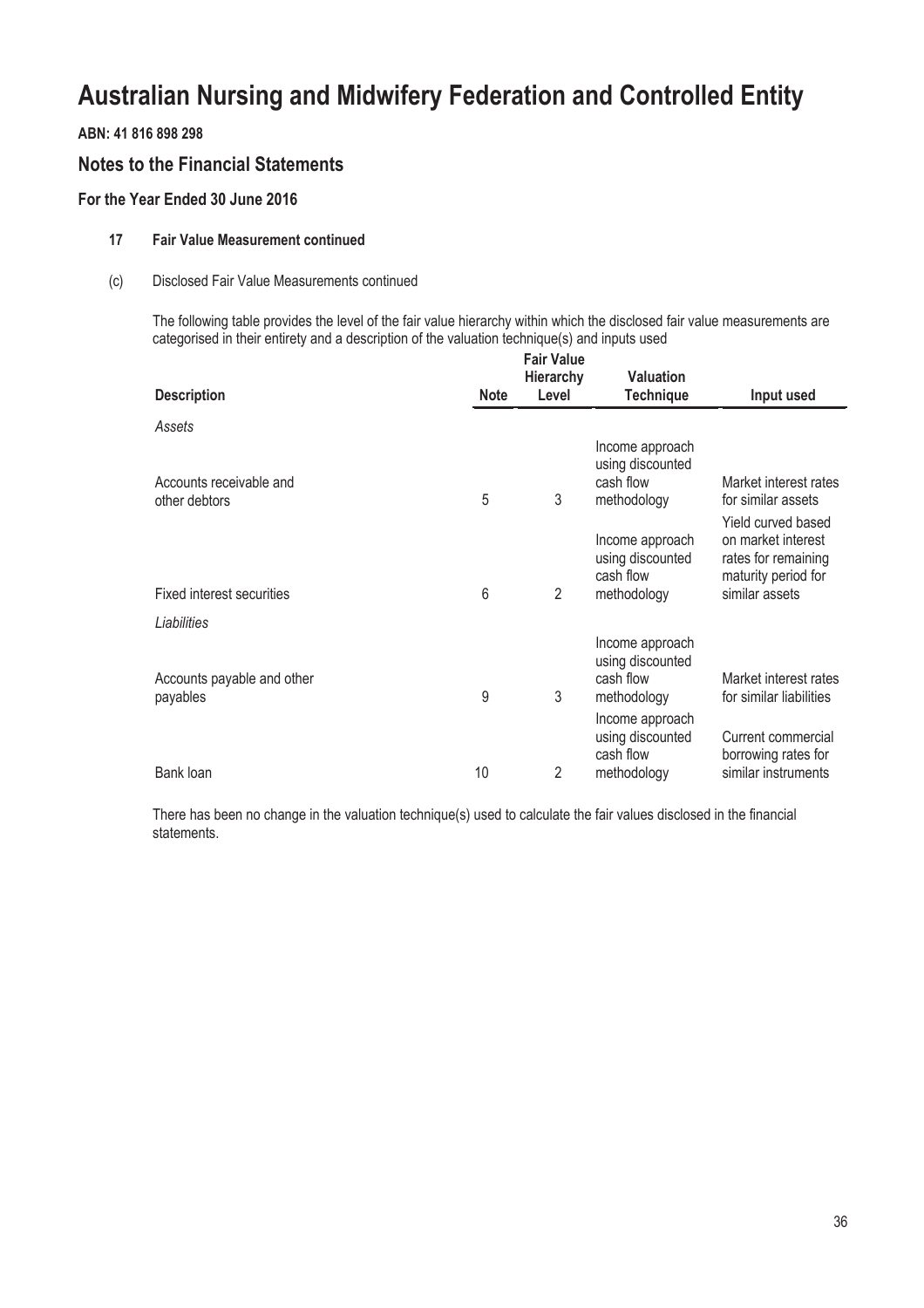# Australian Nursing and Midwifery Federation and Controlled Entity

**ABN: 41 816 898 298**

## Notes to the Financial Statements

### For the Year Ended 30 June 2016

**17 Fair Value Measurement continued**

(c) Disclosed Fair Value Measurements continued

The following table provides the level of the fair value hierarchy within which the disclosed fair value measurements are categorised in their entirety and a description of the valuation technique(s) and inputs used

| Description | Note | Fair Value Hierarchy Level | Valuation Technique | Input used |
|---|---|---|---|---|
| *Assets* | | | | |
| Accounts receivable and other debtors | 5 | 3 | Income approach using discounted cash flow methodology | Market interest rates for similar assets |
| Fixed interest securities | 6 | 2 | Income approach using discounted cash flow methodology | Yield curved based on market interest rates for remaining maturity period for similar assets |
| *Liabilities* | | | | |
| Accounts payable and other payables | 9 | 3 | Income approach using discounted cash flow methodology | Market interest rates for similar liabilities |
| Bank loan | 10 | 2 | Income approach using discounted cash flow methodology | Current commercial borrowing rates for similar instruments |

There has been no change in the valuation technique(s) used to calculate the fair values disclosed in the financial statements.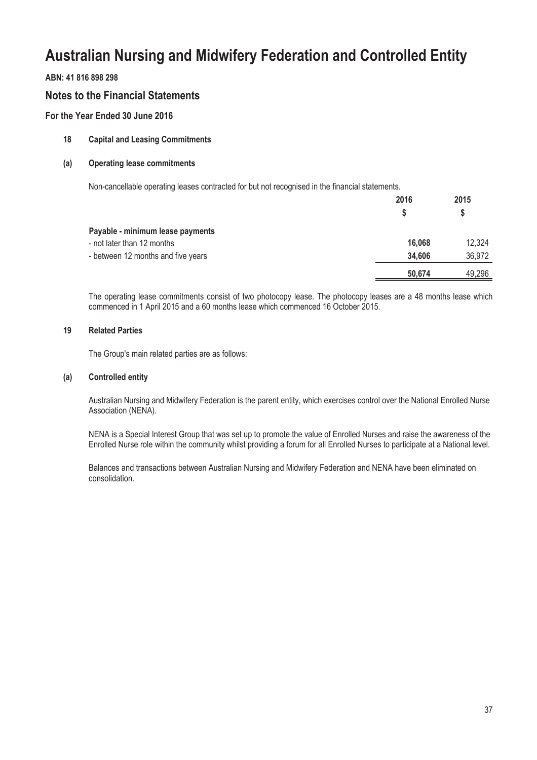# Australian Nursing and Midwifery Federation and Controlled Entity

**ABN: 41 816 898 298**

## Notes to the Financial Statements

### For the Year Ended 30 June 2016

**18 Capital and Leasing Commitments**

**(a) Operating lease commitments**

Non-cancellable operating leases contracted for but not recognised in the financial statements.

| | 2016 | 2015 |
|---|---|---|
| | $ | $ |
| **Payable - minimum lease payments** | | |
| - not later than 12 months | **16,068** | 12,324 |
| - between 12 months and five years | **34,606** | 36,972 |
| | **50,674** | 49,296 |

The operating lease commitments consist of two photocopy lease. The photocopy leases are a 48 months lease which commenced in 1 April 2015 and a 60 months lease which commenced 16 October 2015.

**19 Related Parties**

The Group's main related parties are as follows:

**(a) Controlled entity**

Australian Nursing and Midwifery Federation is the parent entity, which exercises control over the National Enrolled Nurse Association (NENA).

NENA is a Special Interest Group that was set up to promote the value of Enrolled Nurses and raise the awareness of the Enrolled Nurse role within the community whilst providing a forum for all Enrolled Nurses to participate at a National level.

Balances and transactions between Australian Nursing and Midwifery Federation and NENA have been eliminated on consolidation.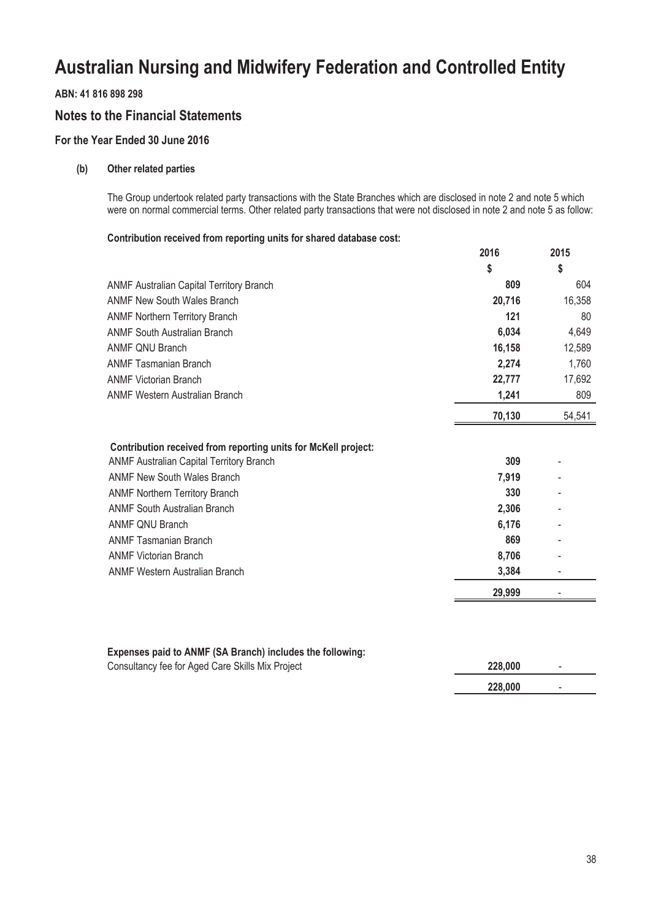# Australian Nursing and Midwifery Federation and Controlled Entity

**ABN: 41 816 898 298**

## Notes to the Financial Statements

### For the Year Ended 30 June 2016

**(b) Other related parties**

The Group undertook related party transactions with the State Branches which are disclosed in note 2 and note 5 which were on normal commercial terms. Other related party transactions that were not disclosed in note 2 and note 5 as follow:

**Contribution received from reporting units for shared database cost:**

| | 2016 | 2015 |
|---|---|---|
| | $ | $ |
| ANMF Australian Capital Territory Branch | **809** | 604 |
| ANMF New South Wales Branch | **20,716** | 16,358 |
| ANMF Northern Territory Branch | **121** | 80 |
| ANMF South Australian Branch | **6,034** | 4,649 |
| ANMF QNU Branch | **16,158** | 12,589 |
| ANMF Tasmanian Branch | **2,274** | 1,760 |
| ANMF Victorian Branch | **22,777** | 17,692 |
| ANMF Western Australian Branch | **1,241** | 809 |
| | **70,130** | 54,541 |

**Contribution received from reporting units for McKell project:**

| | 2016 | 2015 |
|---|---|---|
| ANMF Australian Capital Territory Branch | **309** | - |
| ANMF New South Wales Branch | **7,919** | - |
| ANMF Northern Territory Branch | **330** | - |
| ANMF South Australian Branch | **2,306** | - |
| ANMF QNU Branch | **6,176** | - |
| ANMF Tasmanian Branch | **869** | - |
| ANMF Victorian Branch | **8,706** | - |
| ANMF Western Australian Branch | **3,384** | - |
| | **29,999** | - |

**Expenses paid to ANMF (SA Branch) includes the following:**

| | 2016 | 2015 |
|---|---|---|
| Consultancy fee for Aged Care Skills Mix Project | **228,000** | - |
| | **228,000** | - |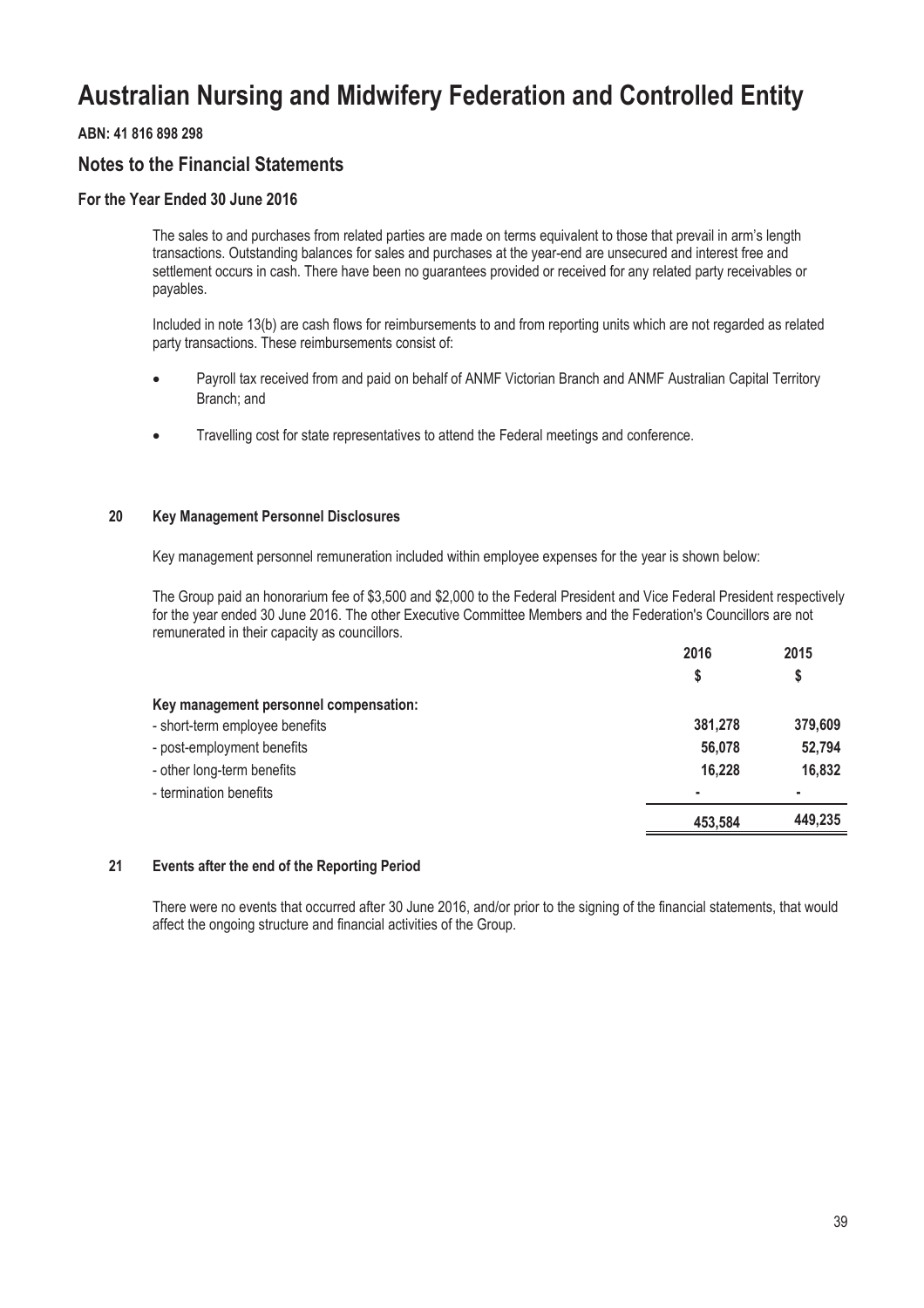# Australian Nursing and Midwifery Federation and Controlled Entity

**ABN: 41 816 898 298**

## Notes to the Financial Statements

### For the Year Ended 30 June 2016

The sales to and purchases from related parties are made on terms equivalent to those that prevail in arm's length transactions. Outstanding balances for sales and purchases at the year-end are unsecured and interest free and settlement occurs in cash. There have been no guarantees provided or received for any related party receivables or payables.

Included in note 13(b) are cash flows for reimbursements to and from reporting units which are not regarded as related party transactions. These reimbursements consist of:

- Payroll tax received from and paid on behalf of ANMF Victorian Branch and ANMF Australian Capital Territory Branch; and
- Travelling cost for state representatives to attend the Federal meetings and conference.

#### 20 Key Management Personnel Disclosures

Key management personnel remuneration included within employee expenses for the year is shown below:

The Group paid an honorarium fee of $3,500 and $2,000 to the Federal President and Vice Federal President respectively for the year ended 30 June 2016. The other Executive Committee Members and the Federation's Councillors are not remunerated in their capacity as councillors.

| | 2016 | 2015 |
|---|---|---|
| | $ | $ |
| **Key management personnel compensation:** | | |
| - short-term employee benefits | 381,278 | 379,609 |
| - post-employment benefits | 56,078 | 52,794 |
| - other long-term benefits | 16,228 | 16,832 |
| - termination benefits | - | - |
| | 453,584 | 449,235 |

#### 21 Events after the end of the Reporting Period

There were no events that occurred after 30 June 2016, and/or prior to the signing of the financial statements, that would affect the ongoing structure and financial activities of the Group.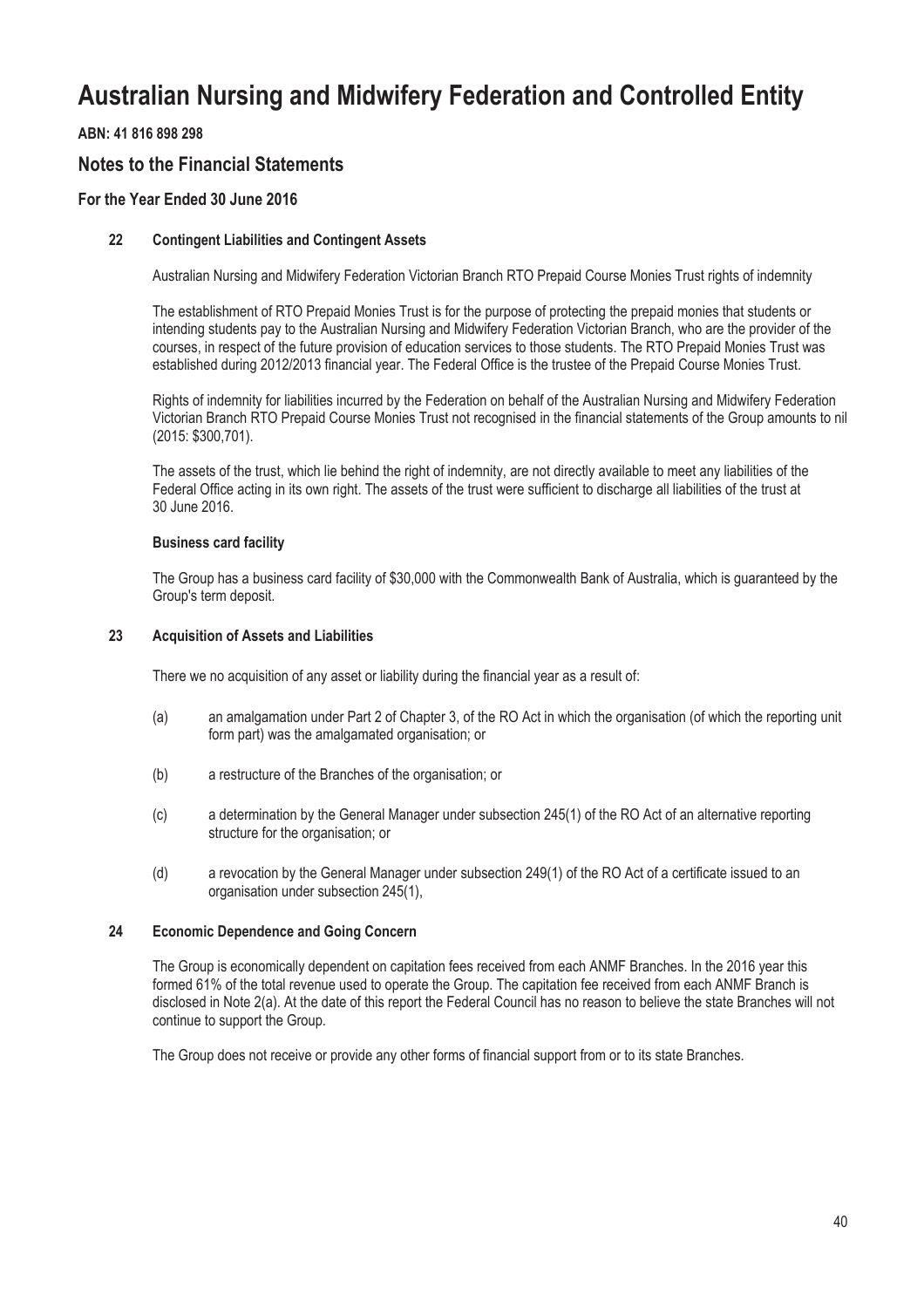# Australian Nursing and Midwifery Federation and Controlled Entity

**ABN: 41 816 898 298**

## Notes to the Financial Statements

### For the Year Ended 30 June 2016

**22 Contingent Liabilities and Contingent Assets**

Australian Nursing and Midwifery Federation Victorian Branch RTO Prepaid Course Monies Trust rights of indemnity

The establishment of RTO Prepaid Monies Trust is for the purpose of protecting the prepaid monies that students or intending students pay to the Australian Nursing and Midwifery Federation Victorian Branch, who are the provider of the courses, in respect of the future provision of education services to those students. The RTO Prepaid Monies Trust was established during 2012/2013 financial year. The Federal Office is the trustee of the Prepaid Course Monies Trust.

Rights of indemnity for liabilities incurred by the Federation on behalf of the Australian Nursing and Midwifery Federation Victorian Branch RTO Prepaid Course Monies Trust not recognised in the financial statements of the Group amounts to nil (2015: $300,701).

The assets of the trust, which lie behind the right of indemnity, are not directly available to meet any liabilities of the Federal Office acting in its own right. The assets of the trust were sufficient to discharge all liabilities of the trust at 30 June 2016.

**Business card facility**

The Group has a business card facility of $30,000 with the Commonwealth Bank of Australia, which is guaranteed by the Group's term deposit.

**23 Acquisition of Assets and Liabilities**

There we no acquisition of any asset or liability during the financial year as a result of:

(a) an amalgamation under Part 2 of Chapter 3, of the RO Act in which the organisation (of which the reporting unit form part) was the amalgamated organisation; or

(b) a restructure of the Branches of the organisation; or

(c) a determination by the General Manager under subsection 245(1) of the RO Act of an alternative reporting structure for the organisation; or

(d) a revocation by the General Manager under subsection 249(1) of the RO Act of a certificate issued to an organisation under subsection 245(1),

**24 Economic Dependence and Going Concern**

The Group is economically dependent on capitation fees received from each ANMF Branches. In the 2016 year this formed 61% of the total revenue used to operate the Group. The capitation fee received from each ANMF Branch is disclosed in Note 2(a). At the date of this report the Federal Council has no reason to believe the state Branches will not continue to support the Group.

The Group does not receive or provide any other forms of financial support from or to its state Branches.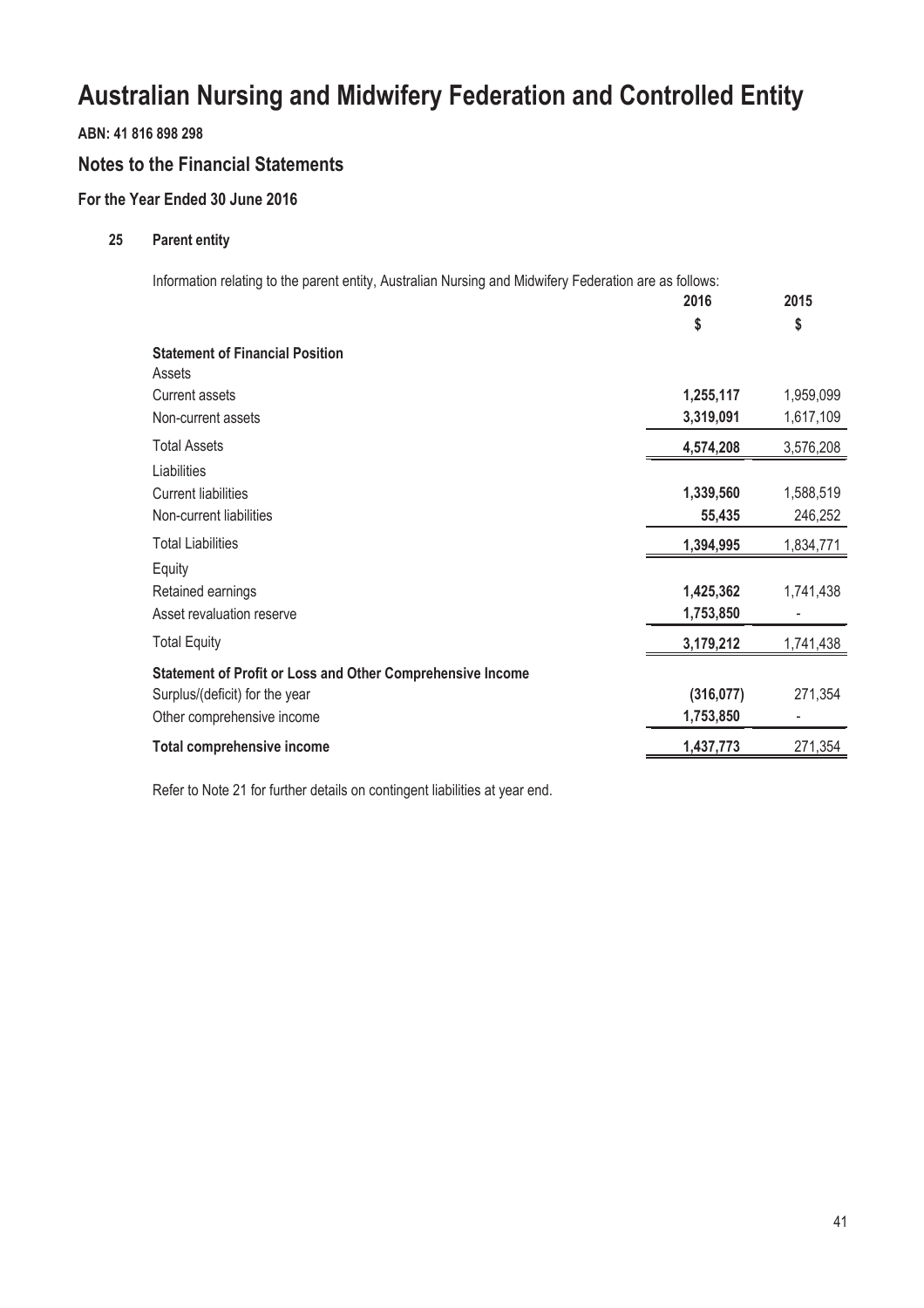# Australian Nursing and Midwifery Federation and Controlled Entity

**ABN: 41 816 898 298**

## Notes to the Financial Statements

### For the Year Ended 30 June 2016

#### 25 Parent entity

Information relating to the parent entity, Australian Nursing and Midwifery Federation are as follows:

| | 2016 | 2015 |
|---|---|---|
| | $ | $ |
| **Statement of Financial Position** | | |
| Assets | | |
| Current assets | **1,255,117** | 1,959,099 |
| Non-current assets | **3,319,091** | 1,617,109 |
| Total Assets | **4,574,208** | 3,576,208 |
| Liabilities | | |
| Current liabilities | **1,339,560** | 1,588,519 |
| Non-current liabilities | **55,435** | 246,252 |
| Total Liabilities | **1,394,995** | 1,834,771 |
| Equity | | |
| Retained earnings | **1,425,362** | 1,741,438 |
| Asset revaluation reserve | **1,753,850** | - |
| Total Equity | **3,179,212** | 1,741,438 |
| **Statement of Profit or Loss and Other Comprehensive Income** | | |
| Surplus/(deficit) for the year | **(316,077)** | 271,354 |
| Other comprehensive income | **1,753,850** | - |
| **Total comprehensive income** | **1,437,773** | 271,354 |

Refer to Note 21 for further details on contingent liabilities at year end.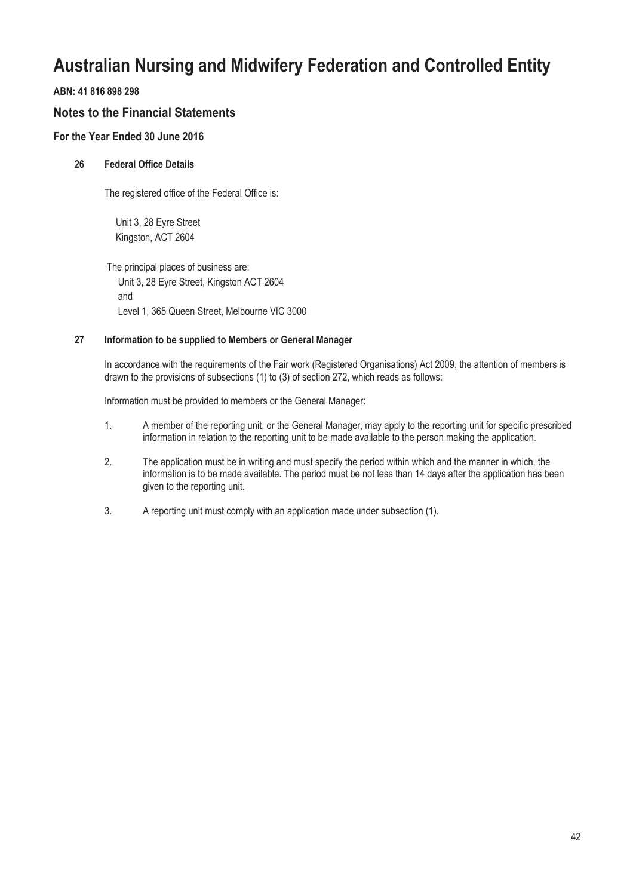# Australian Nursing and Midwifery Federation and Controlled Entity

**ABN: 41 816 898 298**

## Notes to the Financial Statements

### For the Year Ended 30 June 2016

**26 Federal Office Details**

The registered office of the Federal Office is:

Unit 3, 28 Eyre Street
Kingston, ACT 2604

The principal places of business are:
Unit 3, 28 Eyre Street, Kingston ACT 2604
and
Level 1, 365 Queen Street, Melbourne VIC 3000

**27 Information to be supplied to Members or General Manager**

In accordance with the requirements of the Fair work (Registered Organisations) Act 2009, the attention of members is drawn to the provisions of subsections (1) to (3) of section 272, which reads as follows:

Information must be provided to members or the General Manager:

1. A member of the reporting unit, or the General Manager, may apply to the reporting unit for specific prescribed information in relation to the reporting unit to be made available to the person making the application.

2. The application must be in writing and must specify the period within which and the manner in which, the information is to be made available. The period must be not less than 14 days after the application has been given to the reporting unit.

3. A reporting unit must comply with an application made under subsection (1).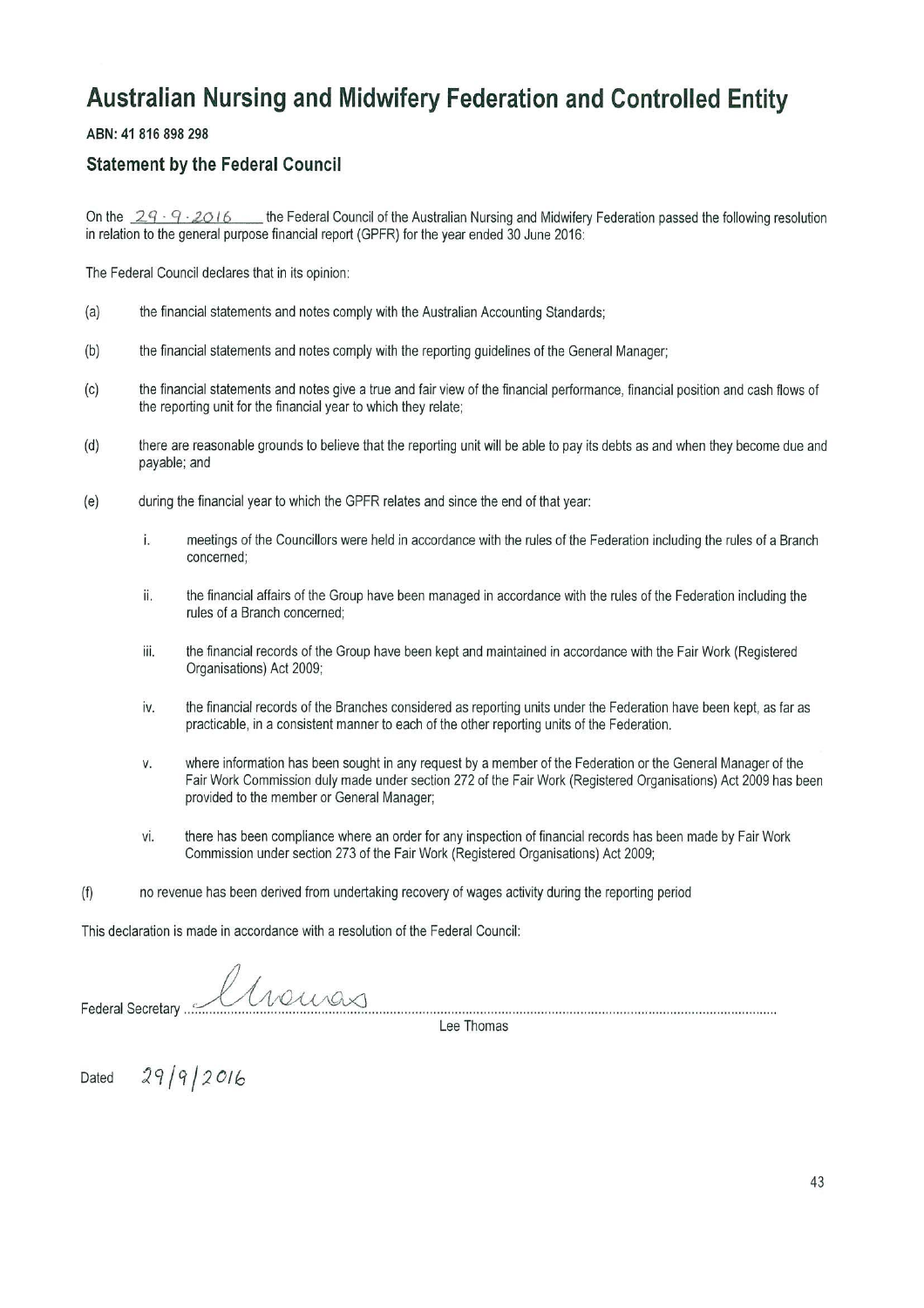# Australian Nursing and Midwifery Federation and Controlled Entity

**ABN: 41 816 898 298**

## Statement by the Federal Council

On the 29 · 9 · 2016 the Federal Council of the Australian Nursing and Midwifery Federation passed the following resolution in relation to the general purpose financial report (GPFR) for the year ended 30 June 2016:

The Federal Council declares that in its opinion:

(a) the financial statements and notes comply with the Australian Accounting Standards;

(b) the financial statements and notes comply with the reporting guidelines of the General Manager;

(c) the financial statements and notes give a true and fair view of the financial performance, financial position and cash flows of the reporting unit for the financial year to which they relate;

(d) there are reasonable grounds to believe that the reporting unit will be able to pay its debts as and when they become due and payable; and

(e) during the financial year to which the GPFR relates and since the end of that year:

  i. meetings of the Councillors were held in accordance with the rules of the Federation including the rules of a Branch concerned;

  ii. the financial affairs of the Group have been managed in accordance with the rules of the Federation including the rules of a Branch concerned;

  iii. the financial records of the Group have been kept and maintained in accordance with the Fair Work (Registered Organisations) Act 2009;

  iv. the financial records of the Branches considered as reporting units under the Federation have been kept, as far as practicable, in a consistent manner to each of the other reporting units of the Federation.

  v. where information has been sought in any request by a member of the Federation or the General Manager of the Fair Work Commission duly made under section 272 of the Fair Work (Registered Organisations) Act 2009 has been provided to the member or General Manager;

  vi. there has been compliance where an order for any inspection of financial records has been made by Fair Work Commission under section 273 of the Fair Work (Registered Organisations) Act 2009;

(f) no revenue has been derived from undertaking recovery of wages activity during the reporting period

This declaration is made in accordance with a resolution of the Federal Council:

Federal Secretary ...................................................
Lee Thomas

Dated 29/9/2016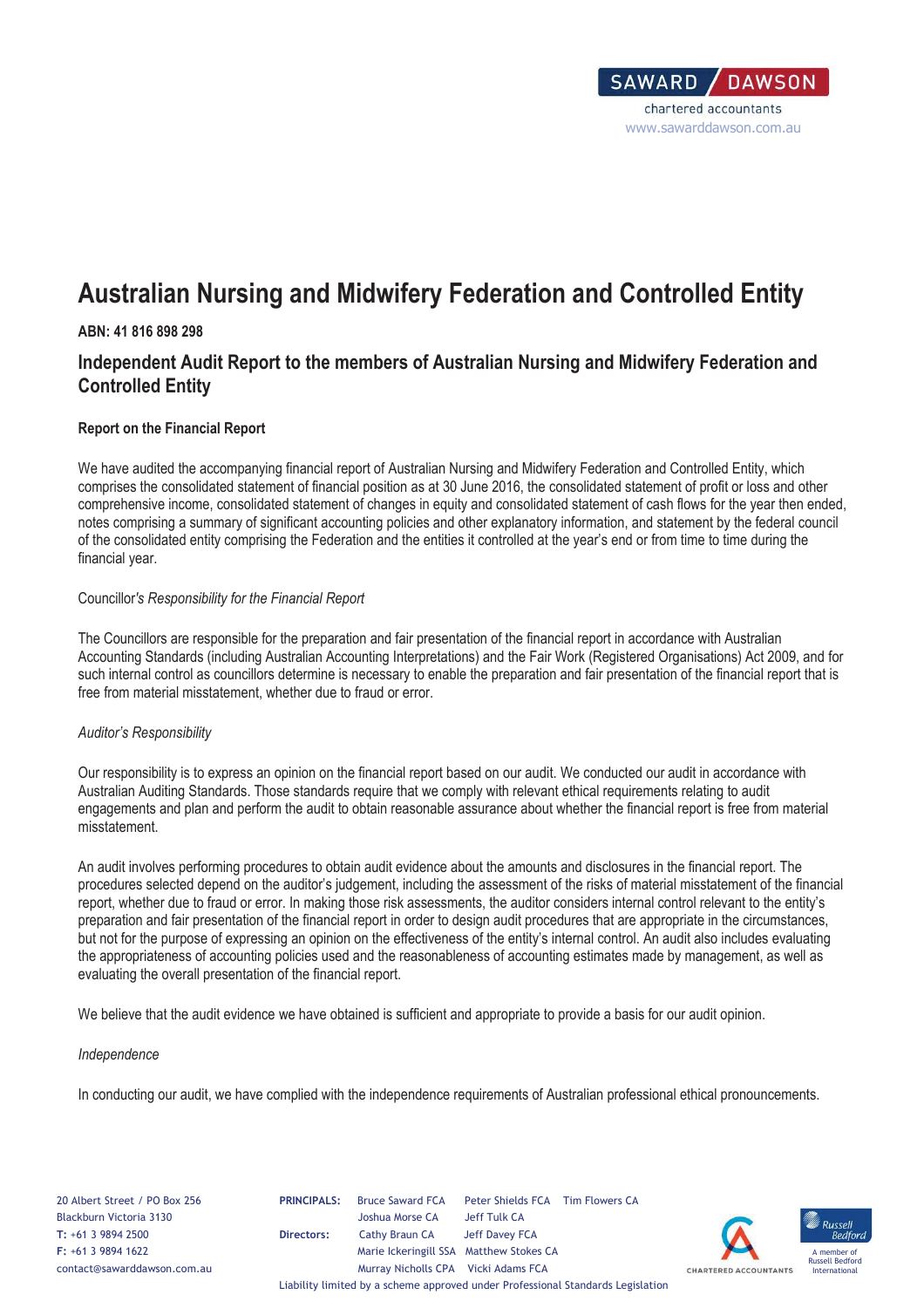# Australian Nursing and Midwifery Federation and Controlled Entity

**ABN: 41 816 898 298**

## Independent Audit Report to the members of Australian Nursing and Midwifery Federation and Controlled Entity

**Report on the Financial Report**

We have audited the accompanying financial report of Australian Nursing and Midwifery Federation and Controlled Entity, which comprises the consolidated statement of financial position as at 30 June 2016, the consolidated statement of profit or loss and other comprehensive income, consolidated statement of changes in equity and consolidated statement of cash flows for the year then ended, notes comprising a summary of significant accounting policies and other explanatory information, and statement by the federal council of the consolidated entity comprising the Federation and the entities it controlled at the year's end or from time to time during the financial year.

Councillor's *Responsibility for the Financial Report*

The Councillors are responsible for the preparation and fair presentation of the financial report in accordance with Australian Accounting Standards (including Australian Accounting Interpretations) and the Fair Work (Registered Organisations) Act 2009, and for such internal control as councillors determine is necessary to enable the preparation and fair presentation of the financial report that is free from material misstatement, whether due to fraud or error.

*Auditor's Responsibility*

Our responsibility is to express an opinion on the financial report based on our audit. We conducted our audit in accordance with Australian Auditing Standards. Those standards require that we comply with relevant ethical requirements relating to audit engagements and plan and perform the audit to obtain reasonable assurance about whether the financial report is free from material misstatement.

An audit involves performing procedures to obtain audit evidence about the amounts and disclosures in the financial report. The procedures selected depend on the auditor's judgement, including the assessment of the risks of material misstatement of the financial report, whether due to fraud or error. In making those risk assessments, the auditor considers internal control relevant to the entity's preparation and fair presentation of the financial report in order to design audit procedures that are appropriate in the circumstances, but not for the purpose of expressing an opinion on the effectiveness of the entity's internal control. An audit also includes evaluating the appropriateness of accounting policies used and the reasonableness of accounting estimates made by management, as well as evaluating the overall presentation of the financial report.

We believe that the audit evidence we have obtained is sufficient and appropriate to provide a basis for our audit opinion.

*Independence*

In conducting our audit, we have complied with the independence requirements of Australian professional ethical pronouncements.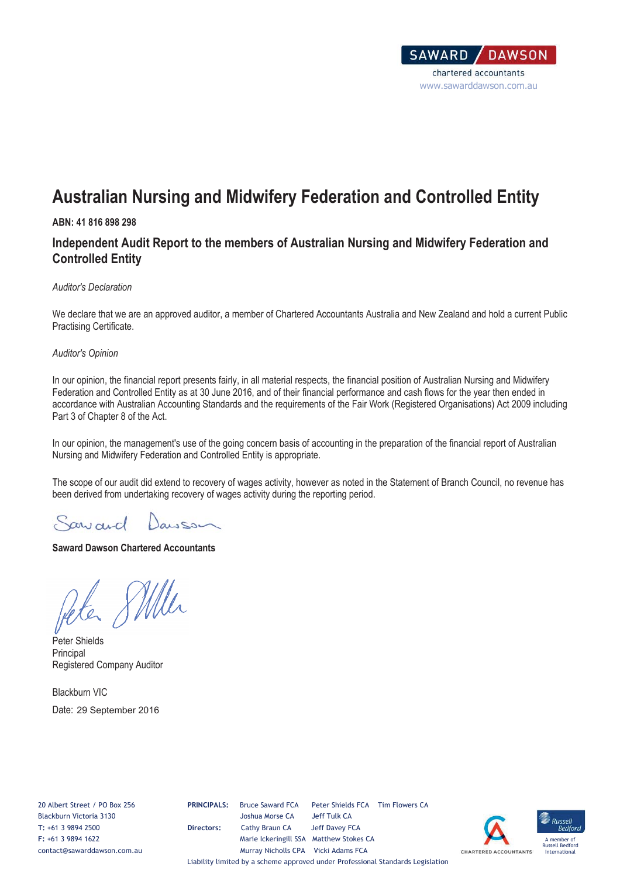SAWARD / DAWSON
chartered accountants
www.sawarddawson.com.au

# Australian Nursing and Midwifery Federation and Controlled Entity

**ABN: 41 816 898 298**

## Independent Audit Report to the members of Australian Nursing and Midwifery Federation and Controlled Entity

*Auditor's Declaration*

We declare that we are an approved auditor, a member of Chartered Accountants Australia and New Zealand and hold a current Public Practising Certificate.

*Auditor's Opinion*

In our opinion, the financial report presents fairly, in all material respects, the financial position of Australian Nursing and Midwifery Federation and Controlled Entity as at 30 June 2016, and of their financial performance and cash flows for the year then ended in accordance with Australian Accounting Standards and the requirements of the Fair Work (Registered Organisations) Act 2009 including Part 3 of Chapter 8 of the Act.

In our opinion, the management's use of the going concern basis of accounting in the preparation of the financial report of Australian Nursing and Midwifery Federation and Controlled Entity is appropriate.

The scope of our audit did extend to recovery of wages activity, however as noted in the Statement of Branch Council, no revenue has been derived from undertaking recovery of wages activity during the reporting period.

Saward Dawson

**Saward Dawson Chartered Accountants**

Peter Shields
Principal
Registered Company Auditor

Blackburn VIC

Date: 29 September 2016

20 Albert Street / PO Box 256
Blackburn Victoria 3130
T: +61 3 9894 2500
F: +61 3 9894 1622
contact@sawarddawson.com.au

PRINCIPALS: Bruce Saward FCA, Peter Shields FCA, Tim Flowers CA, Joshua Morse CA, Jeff Tulk CA
Directors: Cathy Braun CA, Jeff Davey FCA, Marie Ickeringill SSA, Matthew Stokes CA, Murray Nicholls CPA, Vicki Adams FCA

Liability limited by a scheme approved under Professional Standards Legislation

CHARTERED ACCOUNTANTS

Russell Bedford — A member of Russell Bedford International